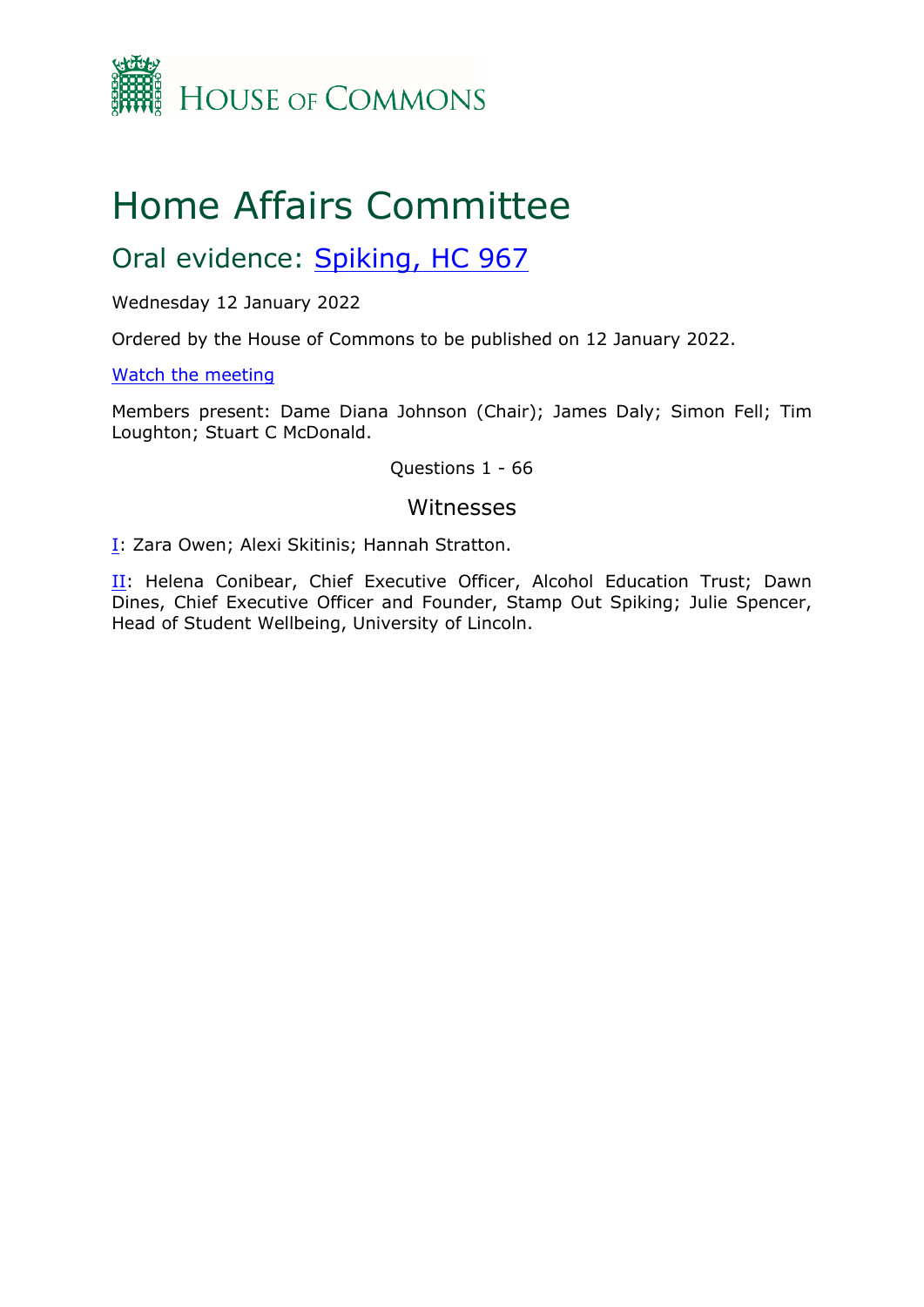# Home Affairs Committee

## Oral evidence: Spiking, HC 967

Wednesday 12 January 2022

Ordered by the House of Commons to be published on 12 January 2022.

Watch the meeting

Members present: Dame Diana Johnson (Chair); James Daly; Simon Fell; Tim Loughton; Stuart C McDonald.

Questions 1 - 66

### Witnesses

I: Zara Owen; Alexi Skitinis; Hannah Stratton.

II: Helena Conibear, Chief Executive Officer, Alcohol Education Trust; Dawn Dines, Chief Executive Officer and Founder, Stamp Out Spiking; Julie Spencer, Head of Student Wellbeing, University of Lincoln.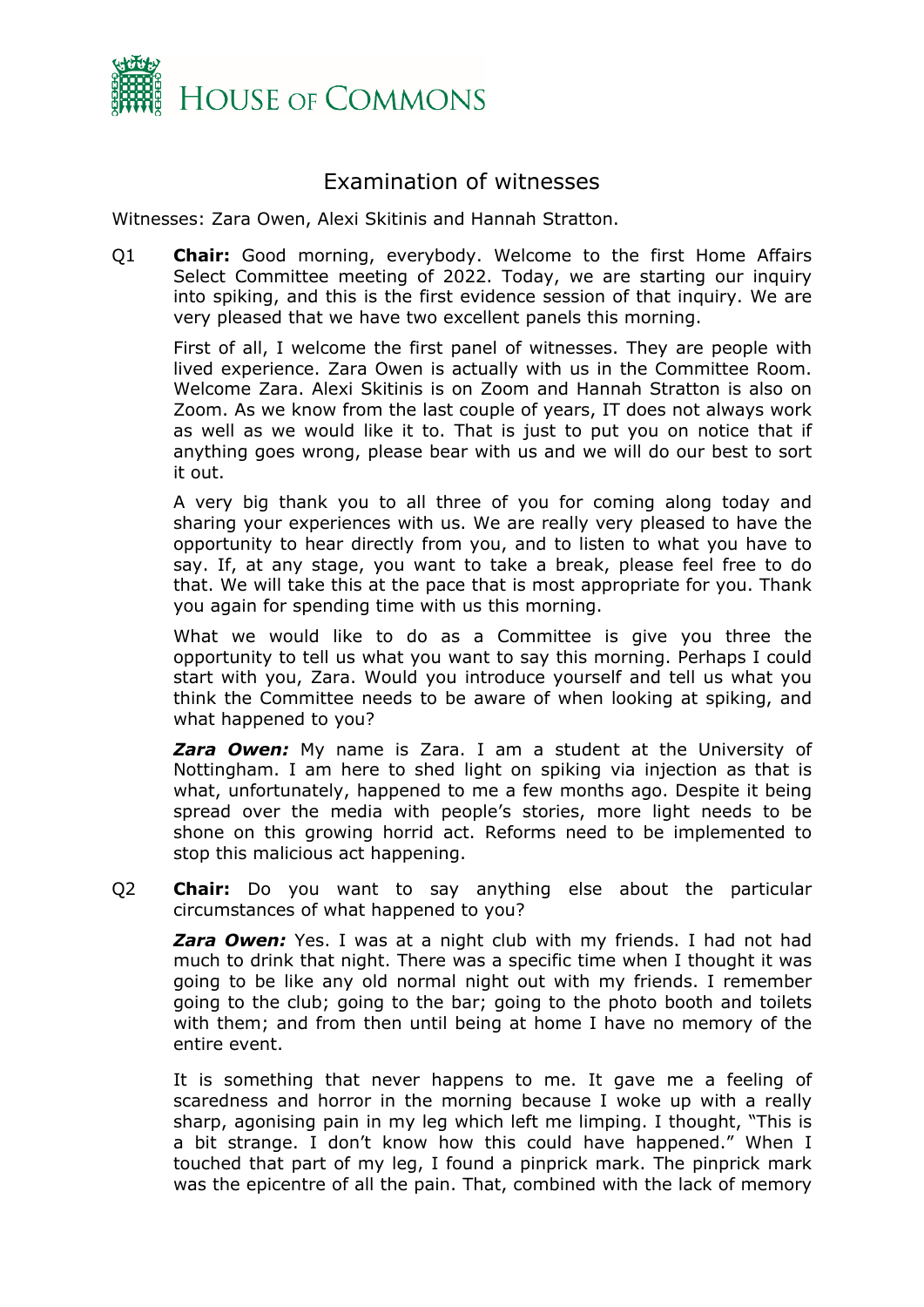## Examination of witnesses

Witnesses: Zara Owen, Alexi Skitinis and Hannah Stratton.

Q1 **Chair:** Good morning, everybody. Welcome to the first Home Affairs Select Committee meeting of 2022. Today, we are starting our inquiry into spiking, and this is the first evidence session of that inquiry. We are very pleased that we have two excellent panels this morning.

First of all, I welcome the first panel of witnesses. They are people with lived experience. Zara Owen is actually with us in the Committee Room. Welcome Zara. Alexi Skitinis is on Zoom and Hannah Stratton is also on Zoom. As we know from the last couple of years, IT does not always work as well as we would like it to. That is just to put you on notice that if anything goes wrong, please bear with us and we will do our best to sort it out.

A very big thank you to all three of you for coming along today and sharing your experiences with us. We are really very pleased to have the opportunity to hear directly from you, and to listen to what you have to say. If, at any stage, you want to take a break, please feel free to do that. We will take this at the pace that is most appropriate for you. Thank you again for spending time with us this morning.

What we would like to do as a Committee is give you three the opportunity to tell us what you want to say this morning. Perhaps I could start with you, Zara. Would you introduce yourself and tell us what you think the Committee needs to be aware of when looking at spiking, and what happened to you?

***Zara Owen:*** My name is Zara. I am a student at the University of Nottingham. I am here to shed light on spiking via injection as that is what, unfortunately, happened to me a few months ago. Despite it being spread over the media with people's stories, more light needs to be shone on this growing horrid act. Reforms need to be implemented to stop this malicious act happening.

Q2 **Chair:** Do you want to say anything else about the particular circumstances of what happened to you?

***Zara Owen:*** Yes. I was at a night club with my friends. I had not had much to drink that night. There was a specific time when I thought it was going to be like any old normal night out with my friends. I remember going to the club; going to the bar; going to the photo booth and toilets with them; and from then until being at home I have no memory of the entire event.

It is something that never happens to me. It gave me a feeling of scaredness and horror in the morning because I woke up with a really sharp, agonising pain in my leg which left me limping. I thought, "This is a bit strange. I don't know how this could have happened." When I touched that part of my leg, I found a pinprick mark. The pinprick mark was the epicentre of all the pain. That, combined with the lack of memory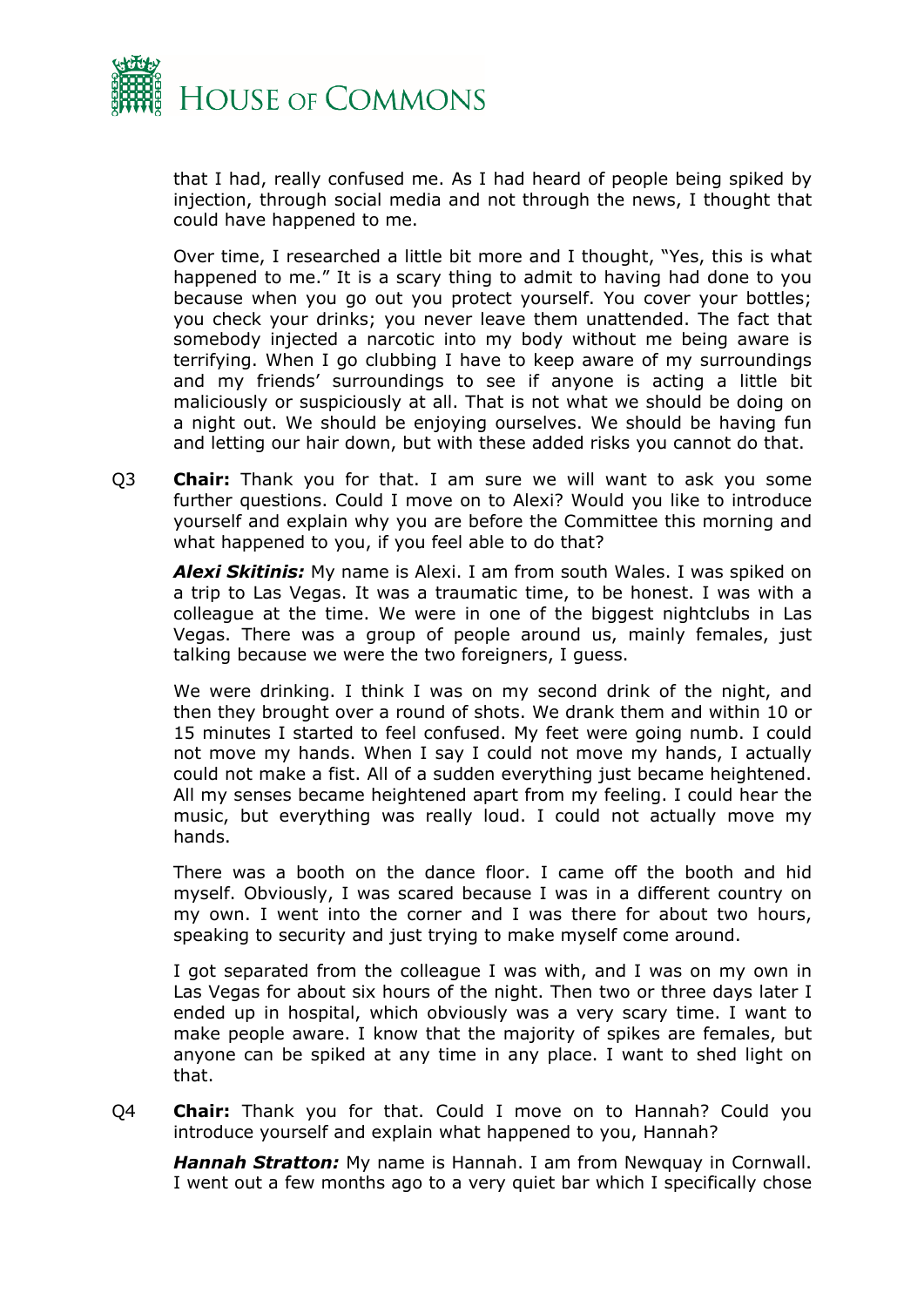that I had, really confused me. As I had heard of people being spiked by injection, through social media and not through the news, I thought that could have happened to me.

Over time, I researched a little bit more and I thought, "Yes, this is what happened to me." It is a scary thing to admit to having had done to you because when you go out you protect yourself. You cover your bottles; you check your drinks; you never leave them unattended. The fact that somebody injected a narcotic into my body without me being aware is terrifying. When I go clubbing I have to keep aware of my surroundings and my friends' surroundings to see if anyone is acting a little bit maliciously or suspiciously at all. That is not what we should be doing on a night out. We should be enjoying ourselves. We should be having fun and letting our hair down, but with these added risks you cannot do that.

Q3 **Chair:** Thank you for that. I am sure we will want to ask you some further questions. Could I move on to Alexi? Would you like to introduce yourself and explain why you are before the Committee this morning and what happened to you, if you feel able to do that?

***Alexi Skitinis:*** My name is Alexi. I am from south Wales. I was spiked on a trip to Las Vegas. It was a traumatic time, to be honest. I was with a colleague at the time. We were in one of the biggest nightclubs in Las Vegas. There was a group of people around us, mainly females, just talking because we were the two foreigners, I guess.

We were drinking. I think I was on my second drink of the night, and then they brought over a round of shots. We drank them and within 10 or 15 minutes I started to feel confused. My feet were going numb. I could not move my hands. When I say I could not move my hands, I actually could not make a fist. All of a sudden everything just became heightened. All my senses became heightened apart from my feeling. I could hear the music, but everything was really loud. I could not actually move my hands.

There was a booth on the dance floor. I came off the booth and hid myself. Obviously, I was scared because I was in a different country on my own. I went into the corner and I was there for about two hours, speaking to security and just trying to make myself come around.

I got separated from the colleague I was with, and I was on my own in Las Vegas for about six hours of the night. Then two or three days later I ended up in hospital, which obviously was a very scary time. I want to make people aware. I know that the majority of spikes are females, but anyone can be spiked at any time in any place. I want to shed light on that.

Q4 **Chair:** Thank you for that. Could I move on to Hannah? Could you introduce yourself and explain what happened to you, Hannah?

***Hannah Stratton:*** My name is Hannah. I am from Newquay in Cornwall. I went out a few months ago to a very quiet bar which I specifically chose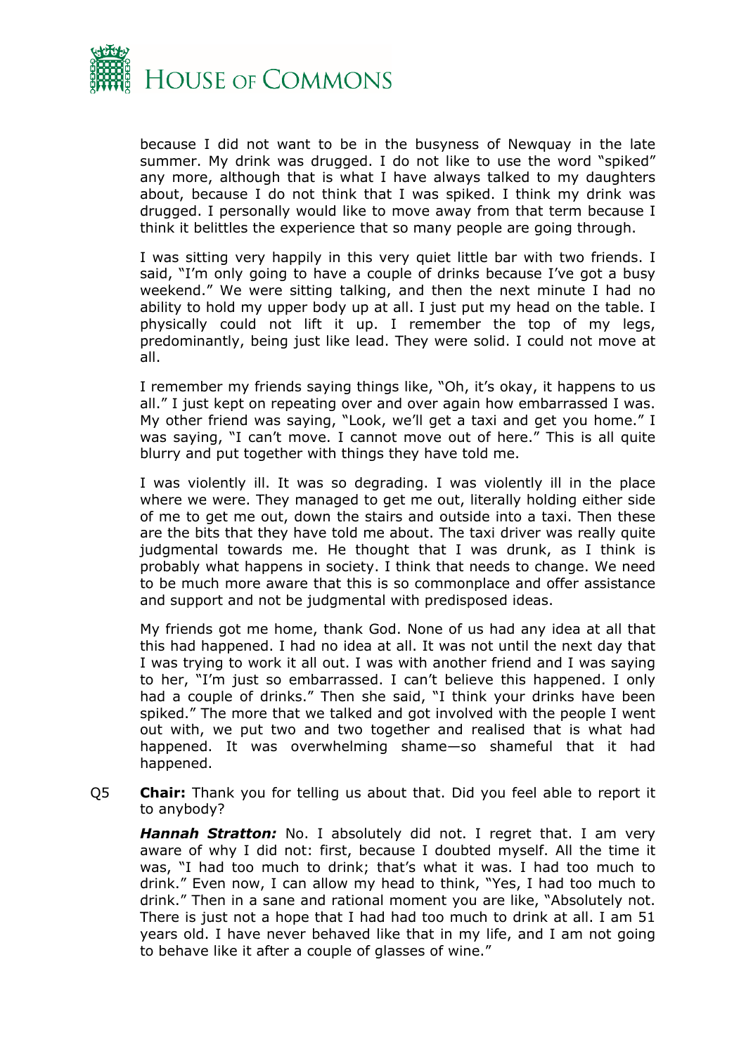because I did not want to be in the busyness of Newquay in the late summer. My drink was drugged. I do not like to use the word "spiked" any more, although that is what I have always talked to my daughters about, because I do not think that I was spiked. I think my drink was drugged. I personally would like to move away from that term because I think it belittles the experience that so many people are going through.

I was sitting very happily in this very quiet little bar with two friends. I said, "I'm only going to have a couple of drinks because I've got a busy weekend." We were sitting talking, and then the next minute I had no ability to hold my upper body up at all. I just put my head on the table. I physically could not lift it up. I remember the top of my legs, predominantly, being just like lead. They were solid. I could not move at all.

I remember my friends saying things like, "Oh, it's okay, it happens to us all." I just kept on repeating over and over again how embarrassed I was. My other friend was saying, "Look, we'll get a taxi and get you home." I was saying, "I can't move. I cannot move out of here." This is all quite blurry and put together with things they have told me.

I was violently ill. It was so degrading. I was violently ill in the place where we were. They managed to get me out, literally holding either side of me to get me out, down the stairs and outside into a taxi. Then these are the bits that they have told me about. The taxi driver was really quite judgmental towards me. He thought that I was drunk, as I think is probably what happens in society. I think that needs to change. We need to be much more aware that this is so commonplace and offer assistance and support and not be judgmental with predisposed ideas.

My friends got me home, thank God. None of us had any idea at all that this had happened. I had no idea at all. It was not until the next day that I was trying to work it all out. I was with another friend and I was saying to her, "I'm just so embarrassed. I can't believe this happened. I only had a couple of drinks." Then she said, "I think your drinks have been spiked." The more that we talked and got involved with the people I went out with, we put two and two together and realised that is what had happened. It was overwhelming shame—so shameful that it had happened.

Q5 **Chair:** Thank you for telling us about that. Did you feel able to report it to anybody?

***Hannah Stratton:*** No. I absolutely did not. I regret that. I am very aware of why I did not: first, because I doubted myself. All the time it was, "I had too much to drink; that's what it was. I had too much to drink." Even now, I can allow my head to think, "Yes, I had too much to drink." Then in a sane and rational moment you are like, "Absolutely not. There is just not a hope that I had had too much to drink at all. I am 51 years old. I have never behaved like that in my life, and I am not going to behave like it after a couple of glasses of wine."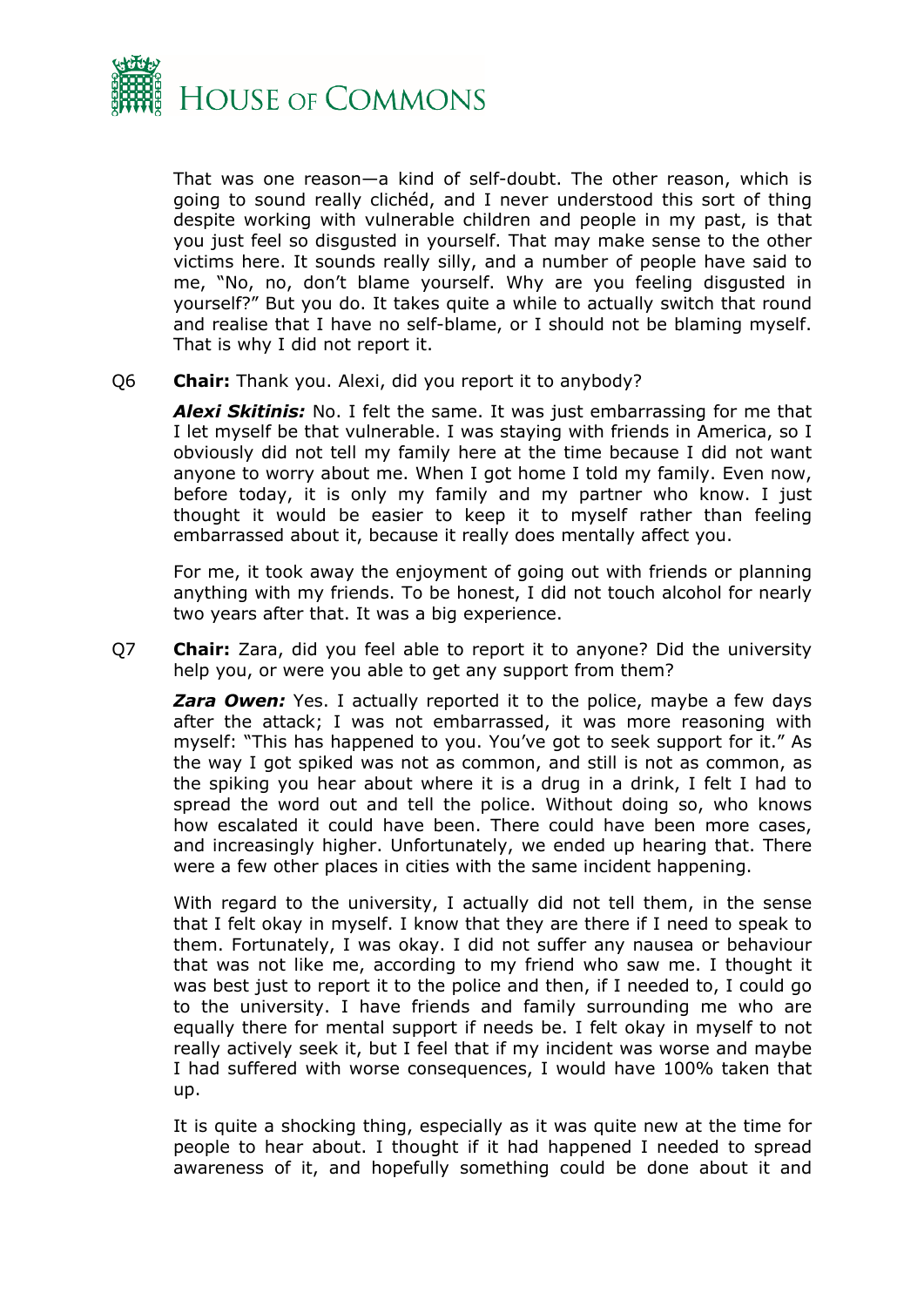That was one reason—a kind of self-doubt. The other reason, which is going to sound really clichéd, and I never understood this sort of thing despite working with vulnerable children and people in my past, is that you just feel so disgusted in yourself. That may make sense to the other victims here. It sounds really silly, and a number of people have said to me, "No, no, don't blame yourself. Why are you feeling disgusted in yourself?" But you do. It takes quite a while to actually switch that round and realise that I have no self-blame, or I should not be blaming myself. That is why I did not report it.

Q6 **Chair:** Thank you. Alexi, did you report it to anybody?

***Alexi Skitinis:*** No. I felt the same. It was just embarrassing for me that I let myself be that vulnerable. I was staying with friends in America, so I obviously did not tell my family here at the time because I did not want anyone to worry about me. When I got home I told my family. Even now, before today, it is only my family and my partner who know. I just thought it would be easier to keep it to myself rather than feeling embarrassed about it, because it really does mentally affect you.

For me, it took away the enjoyment of going out with friends or planning anything with my friends. To be honest, I did not touch alcohol for nearly two years after that. It was a big experience.

Q7 **Chair:** Zara, did you feel able to report it to anyone? Did the university help you, or were you able to get any support from them?

***Zara Owen:*** Yes. I actually reported it to the police, maybe a few days after the attack; I was not embarrassed, it was more reasoning with myself: "This has happened to you. You've got to seek support for it." As the way I got spiked was not as common, and still is not as common, as the spiking you hear about where it is a drug in a drink, I felt I had to spread the word out and tell the police. Without doing so, who knows how escalated it could have been. There could have been more cases, and increasingly higher. Unfortunately, we ended up hearing that. There were a few other places in cities with the same incident happening.

With regard to the university, I actually did not tell them, in the sense that I felt okay in myself. I know that they are there if I need to speak to them. Fortunately, I was okay. I did not suffer any nausea or behaviour that was not like me, according to my friend who saw me. I thought it was best just to report it to the police and then, if I needed to, I could go to the university. I have friends and family surrounding me who are equally there for mental support if needs be. I felt okay in myself to not really actively seek it, but I feel that if my incident was worse and maybe I had suffered with worse consequences, I would have 100% taken that up.

It is quite a shocking thing, especially as it was quite new at the time for people to hear about. I thought if it had happened I needed to spread awareness of it, and hopefully something could be done about it and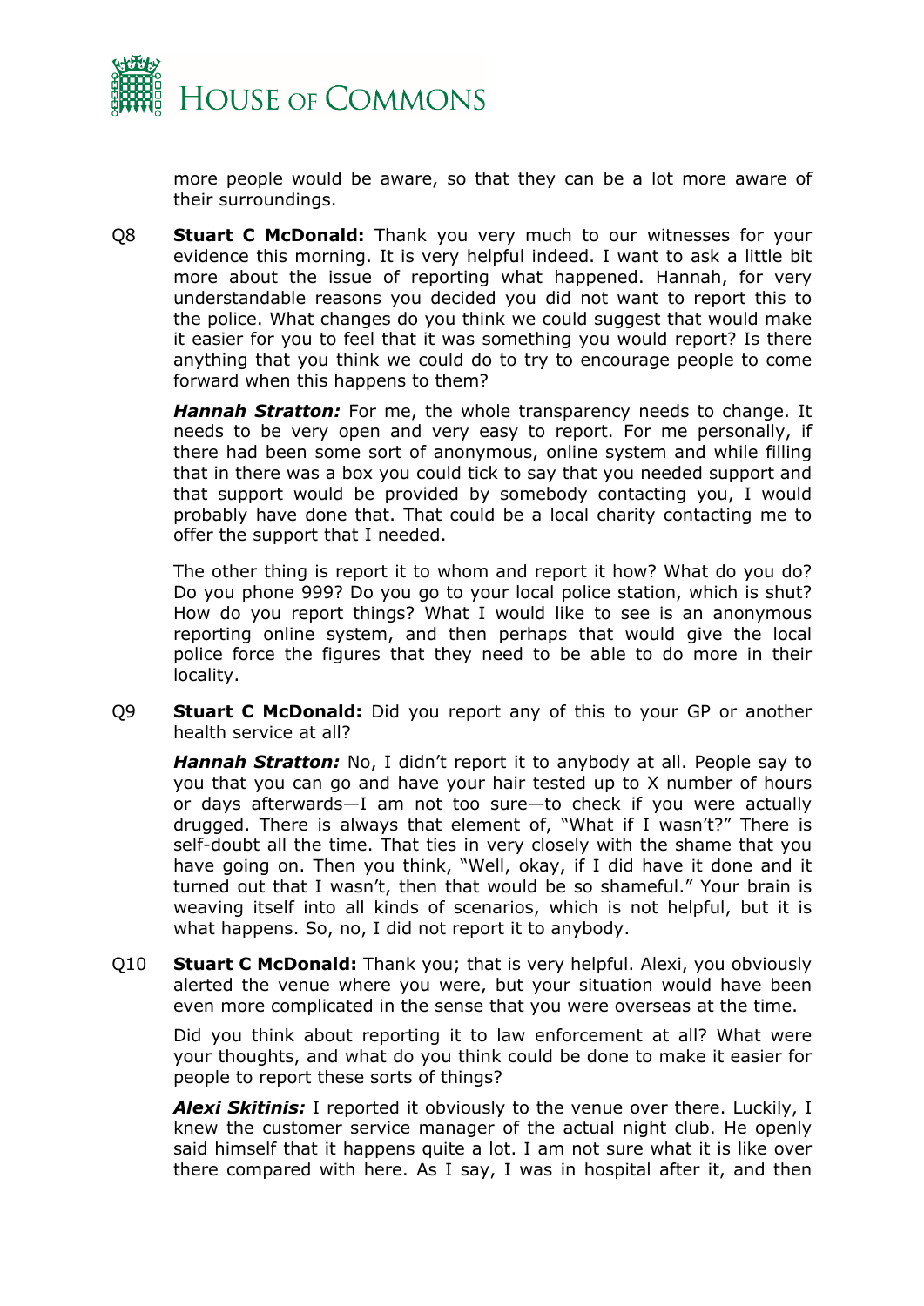more people would be aware, so that they can be a lot more aware of their surroundings.

Q8 **Stuart C McDonald:** Thank you very much to our witnesses for your evidence this morning. It is very helpful indeed. I want to ask a little bit more about the issue of reporting what happened. Hannah, for very understandable reasons you decided you did not want to report this to the police. What changes do you think we could suggest that would make it easier for you to feel that it was something you would report? Is there anything that you think we could do to try to encourage people to come forward when this happens to them?

***Hannah Stratton:*** For me, the whole transparency needs to change. It needs to be very open and very easy to report. For me personally, if there had been some sort of anonymous, online system and while filling that in there was a box you could tick to say that you needed support and that support would be provided by somebody contacting you, I would probably have done that. That could be a local charity contacting me to offer the support that I needed.

The other thing is report it to whom and report it how? What do you do? Do you phone 999? Do you go to your local police station, which is shut? How do you report things? What I would like to see is an anonymous reporting online system, and then perhaps that would give the local police force the figures that they need to be able to do more in their locality.

Q9 **Stuart C McDonald:** Did you report any of this to your GP or another health service at all?

***Hannah Stratton:*** No, I didn't report it to anybody at all. People say to you that you can go and have your hair tested up to X number of hours or days afterwards—I am not too sure—to check if you were actually drugged. There is always that element of, "What if I wasn't?" There is self-doubt all the time. That ties in very closely with the shame that you have going on. Then you think, "Well, okay, if I did have it done and it turned out that I wasn't, then that would be so shameful." Your brain is weaving itself into all kinds of scenarios, which is not helpful, but it is what happens. So, no, I did not report it to anybody.

Q10 **Stuart C McDonald:** Thank you; that is very helpful. Alexi, you obviously alerted the venue where you were, but your situation would have been even more complicated in the sense that you were overseas at the time.

Did you think about reporting it to law enforcement at all? What were your thoughts, and what do you think could be done to make it easier for people to report these sorts of things?

***Alexi Skitinis:*** I reported it obviously to the venue over there. Luckily, I knew the customer service manager of the actual night club. He openly said himself that it happens quite a lot. I am not sure what it is like over there compared with here. As I say, I was in hospital after it, and then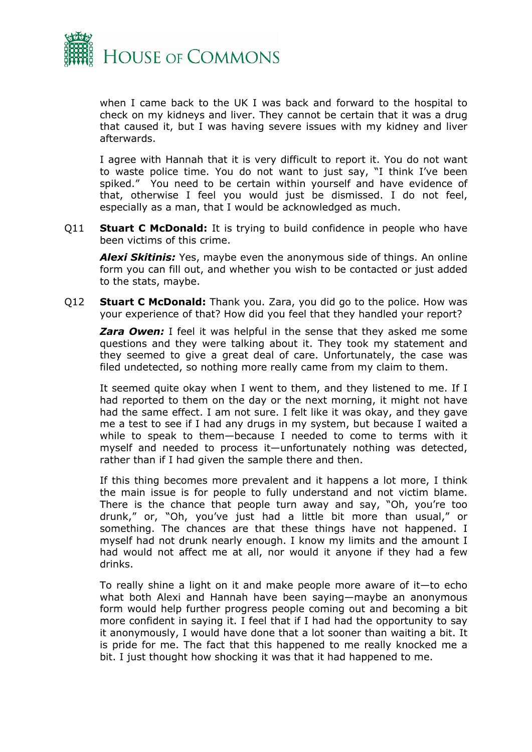when I came back to the UK I was back and forward to the hospital to check on my kidneys and liver. They cannot be certain that it was a drug that caused it, but I was having severe issues with my kidney and liver afterwards.

I agree with Hannah that it is very difficult to report it. You do not want to waste police time. You do not want to just say, "I think I've been spiked." You need to be certain within yourself and have evidence of that, otherwise I feel you would just be dismissed. I do not feel, especially as a man, that I would be acknowledged as much.

Q11 **Stuart C McDonald:** It is trying to build confidence in people who have been victims of this crime.

***Alexi Skitinis:*** Yes, maybe even the anonymous side of things. An online form you can fill out, and whether you wish to be contacted or just added to the stats, maybe.

Q12 **Stuart C McDonald:** Thank you. Zara, you did go to the police. How was your experience of that? How did you feel that they handled your report?

***Zara Owen:*** I feel it was helpful in the sense that they asked me some questions and they were talking about it. They took my statement and they seemed to give a great deal of care. Unfortunately, the case was filed undetected, so nothing more really came from my claim to them.

It seemed quite okay when I went to them, and they listened to me. If I had reported to them on the day or the next morning, it might not have had the same effect. I am not sure. I felt like it was okay, and they gave me a test to see if I had any drugs in my system, but because I waited a while to speak to them—because I needed to come to terms with it myself and needed to process it—unfortunately nothing was detected, rather than if I had given the sample there and then.

If this thing becomes more prevalent and it happens a lot more, I think the main issue is for people to fully understand and not victim blame. There is the chance that people turn away and say, "Oh, you're too drunk," or, "Oh, you've just had a little bit more than usual," or something. The chances are that these things have not happened. I myself had not drunk nearly enough. I know my limits and the amount I had would not affect me at all, nor would it anyone if they had a few drinks.

To really shine a light on it and make people more aware of it—to echo what both Alexi and Hannah have been saying—maybe an anonymous form would help further progress people coming out and becoming a bit more confident in saying it. I feel that if I had had the opportunity to say it anonymously, I would have done that a lot sooner than waiting a bit. It is pride for me. The fact that this happened to me really knocked me a bit. I just thought how shocking it was that it had happened to me.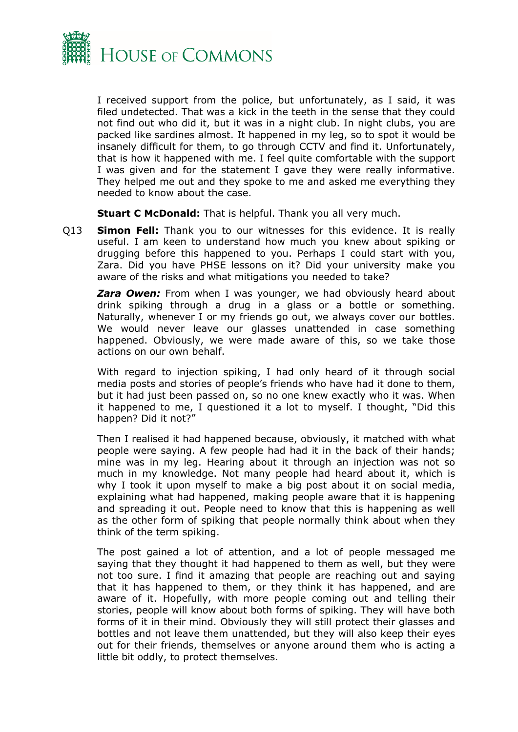I received support from the police, but unfortunately, as I said, it was filed undetected. That was a kick in the teeth in the sense that they could not find out who did it, but it was in a night club. In night clubs, you are packed like sardines almost. It happened in my leg, so to spot it would be insanely difficult for them, to go through CCTV and find it. Unfortunately, that is how it happened with me. I feel quite comfortable with the support I was given and for the statement I gave they were really informative. They helped me out and they spoke to me and asked me everything they needed to know about the case.

**Stuart C McDonald:** That is helpful. Thank you all very much.

Q13 **Simon Fell:** Thank you to our witnesses for this evidence. It is really useful. I am keen to understand how much you knew about spiking or drugging before this happened to you. Perhaps I could start with you, Zara. Did you have PHSE lessons on it? Did your university make you aware of the risks and what mitigations you needed to take?

***Zara Owen:*** From when I was younger, we had obviously heard about drink spiking through a drug in a glass or a bottle or something. Naturally, whenever I or my friends go out, we always cover our bottles. We would never leave our glasses unattended in case something happened. Obviously, we were made aware of this, so we take those actions on our own behalf.

With regard to injection spiking, I had only heard of it through social media posts and stories of people's friends who have had it done to them, but it had just been passed on, so no one knew exactly who it was. When it happened to me, I questioned it a lot to myself. I thought, "Did this happen? Did it not?"

Then I realised it had happened because, obviously, it matched with what people were saying. A few people had had it in the back of their hands; mine was in my leg. Hearing about it through an injection was not so much in my knowledge. Not many people had heard about it, which is why I took it upon myself to make a big post about it on social media, explaining what had happened, making people aware that it is happening and spreading it out. People need to know that this is happening as well as the other form of spiking that people normally think about when they think of the term spiking.

The post gained a lot of attention, and a lot of people messaged me saying that they thought it had happened to them as well, but they were not too sure. I find it amazing that people are reaching out and saying that it has happened to them, or they think it has happened, and are aware of it. Hopefully, with more people coming out and telling their stories, people will know about both forms of spiking. They will have both forms of it in their mind. Obviously they will still protect their glasses and bottles and not leave them unattended, but they will also keep their eyes out for their friends, themselves or anyone around them who is acting a little bit oddly, to protect themselves.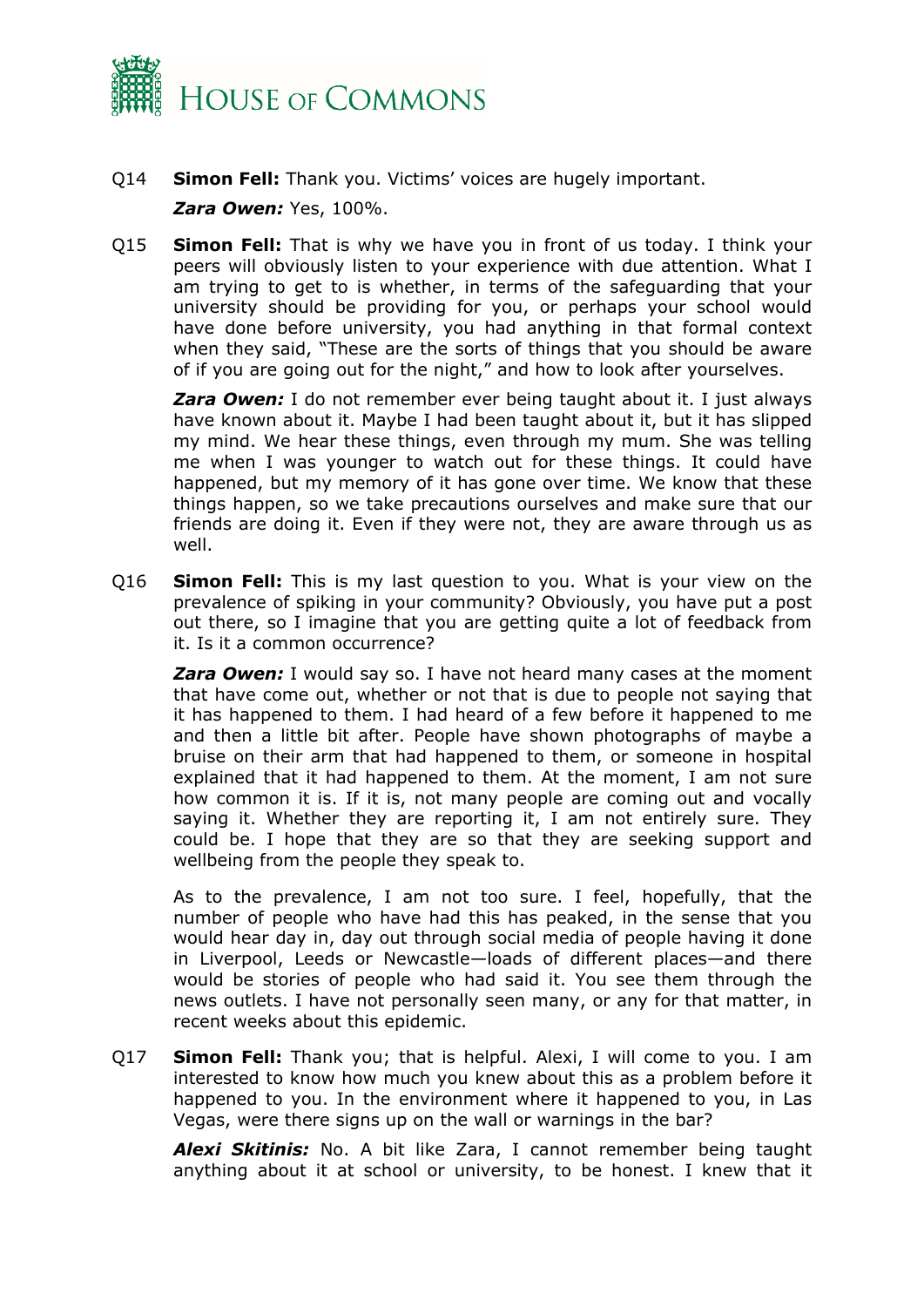Q14 **Simon Fell:** Thank you. Victims' voices are hugely important.

***Zara Owen:*** Yes, 100%.

Q15 **Simon Fell:** That is why we have you in front of us today. I think your peers will obviously listen to your experience with due attention. What I am trying to get to is whether, in terms of the safeguarding that your university should be providing for you, or perhaps your school would have done before university, you had anything in that formal context when they said, "These are the sorts of things that you should be aware of if you are going out for the night," and how to look after yourselves.

***Zara Owen:*** I do not remember ever being taught about it. I just always have known about it. Maybe I had been taught about it, but it has slipped my mind. We hear these things, even through my mum. She was telling me when I was younger to watch out for these things. It could have happened, but my memory of it has gone over time. We know that these things happen, so we take precautions ourselves and make sure that our friends are doing it. Even if they were not, they are aware through us as well.

Q16 **Simon Fell:** This is my last question to you. What is your view on the prevalence of spiking in your community? Obviously, you have put a post out there, so I imagine that you are getting quite a lot of feedback from it. Is it a common occurrence?

***Zara Owen:*** I would say so. I have not heard many cases at the moment that have come out, whether or not that is due to people not saying that it has happened to them. I had heard of a few before it happened to me and then a little bit after. People have shown photographs of maybe a bruise on their arm that had happened to them, or someone in hospital explained that it had happened to them. At the moment, I am not sure how common it is. If it is, not many people are coming out and vocally saying it. Whether they are reporting it, I am not entirely sure. They could be. I hope that they are so that they are seeking support and wellbeing from the people they speak to.

As to the prevalence, I am not too sure. I feel, hopefully, that the number of people who have had this has peaked, in the sense that you would hear day in, day out through social media of people having it done in Liverpool, Leeds or Newcastle—loads of different places—and there would be stories of people who had said it. You see them through the news outlets. I have not personally seen many, or any for that matter, in recent weeks about this epidemic.

Q17 **Simon Fell:** Thank you; that is helpful. Alexi, I will come to you. I am interested to know how much you knew about this as a problem before it happened to you. In the environment where it happened to you, in Las Vegas, were there signs up on the wall or warnings in the bar?

***Alexi Skitinis:*** No. A bit like Zara, I cannot remember being taught anything about it at school or university, to be honest. I knew that it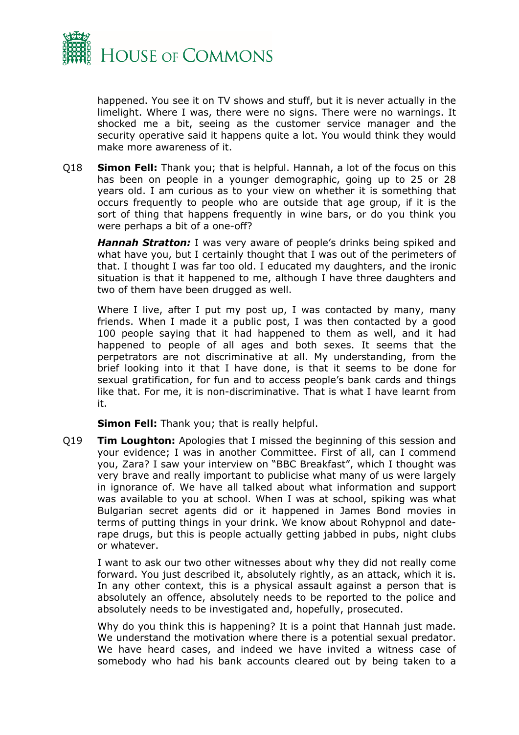happened. You see it on TV shows and stuff, but it is never actually in the limelight. Where I was, there were no signs. There were no warnings. It shocked me a bit, seeing as the customer service manager and the security operative said it happens quite a lot. You would think they would make more awareness of it.

Q18 **Simon Fell:** Thank you; that is helpful. Hannah, a lot of the focus on this has been on people in a younger demographic, going up to 25 or 28 years old. I am curious as to your view on whether it is something that occurs frequently to people who are outside that age group, if it is the sort of thing that happens frequently in wine bars, or do you think you were perhaps a bit of a one-off?

***Hannah Stratton:*** I was very aware of people's drinks being spiked and what have you, but I certainly thought that I was out of the perimeters of that. I thought I was far too old. I educated my daughters, and the ironic situation is that it happened to me, although I have three daughters and two of them have been drugged as well.

Where I live, after I put my post up, I was contacted by many, many friends. When I made it a public post, I was then contacted by a good 100 people saying that it had happened to them as well, and it had happened to people of all ages and both sexes. It seems that the perpetrators are not discriminative at all. My understanding, from the brief looking into it that I have done, is that it seems to be done for sexual gratification, for fun and to access people's bank cards and things like that. For me, it is non-discriminative. That is what I have learnt from it.

**Simon Fell:** Thank you; that is really helpful.

Q19 **Tim Loughton:** Apologies that I missed the beginning of this session and your evidence; I was in another Committee. First of all, can I commend you, Zara? I saw your interview on "BBC Breakfast", which I thought was very brave and really important to publicise what many of us were largely in ignorance of. We have all talked about what information and support was available to you at school. When I was at school, spiking was what Bulgarian secret agents did or it happened in James Bond movies in terms of putting things in your drink. We know about Rohypnol and date-rape drugs, but this is people actually getting jabbed in pubs, night clubs or whatever.

I want to ask our two other witnesses about why they did not really come forward. You just described it, absolutely rightly, as an attack, which it is. In any other context, this is a physical assault against a person that is absolutely an offence, absolutely needs to be reported to the police and absolutely needs to be investigated and, hopefully, prosecuted.

Why do you think this is happening? It is a point that Hannah just made. We understand the motivation where there is a potential sexual predator. We have heard cases, and indeed we have invited a witness case of somebody who had his bank accounts cleared out by being taken to a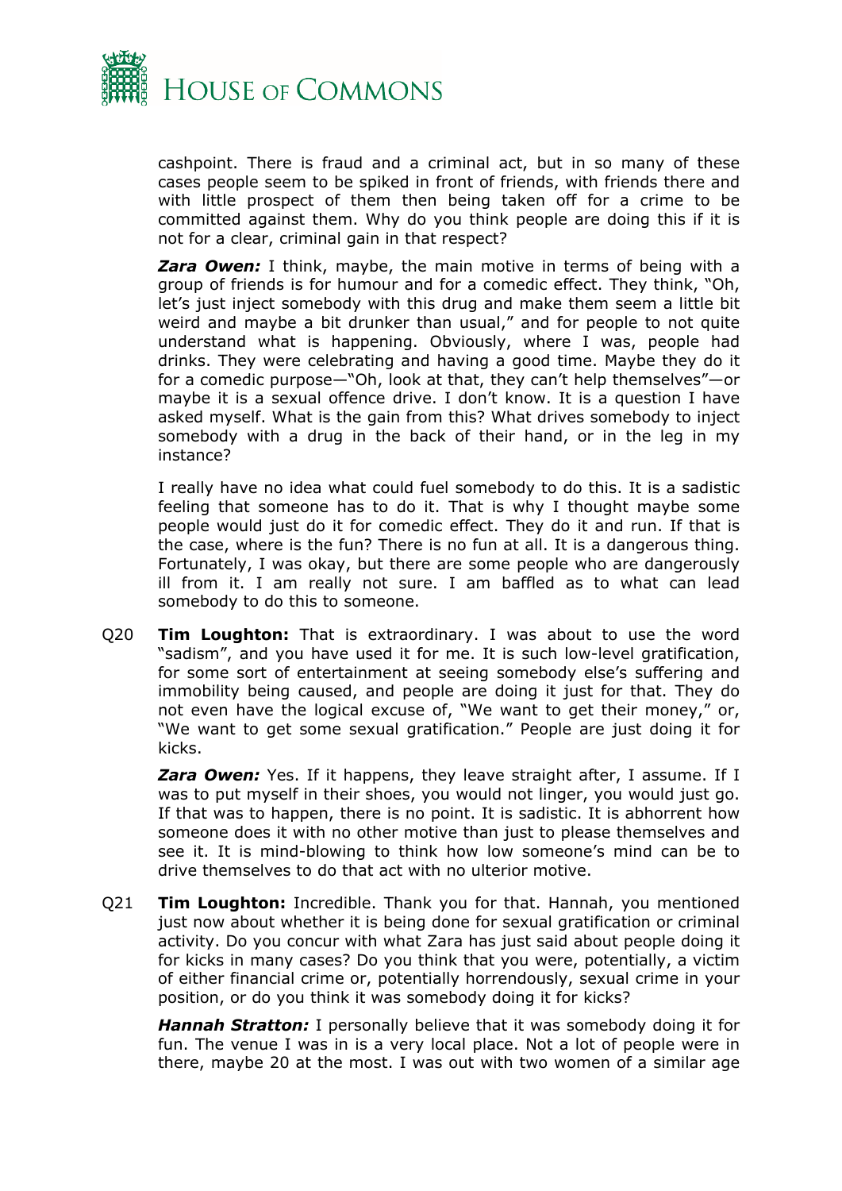cashpoint. There is fraud and a criminal act, but in so many of these cases people seem to be spiked in front of friends, with friends there and with little prospect of them then being taken off for a crime to be committed against them. Why do you think people are doing this if it is not for a clear, criminal gain in that respect?

***Zara Owen:*** I think, maybe, the main motive in terms of being with a group of friends is for humour and for a comedic effect. They think, "Oh, let's just inject somebody with this drug and make them seem a little bit weird and maybe a bit drunker than usual," and for people to not quite understand what is happening. Obviously, where I was, people had drinks. They were celebrating and having a good time. Maybe they do it for a comedic purpose—"Oh, look at that, they can't help themselves"—or maybe it is a sexual offence drive. I don't know. It is a question I have asked myself. What is the gain from this? What drives somebody to inject somebody with a drug in the back of their hand, or in the leg in my instance?

I really have no idea what could fuel somebody to do this. It is a sadistic feeling that someone has to do it. That is why I thought maybe some people would just do it for comedic effect. They do it and run. If that is the case, where is the fun? There is no fun at all. It is a dangerous thing. Fortunately, I was okay, but there are some people who are dangerously ill from it. I am really not sure. I am baffled as to what can lead somebody to do this to someone.

Q20 **Tim Loughton:** That is extraordinary. I was about to use the word "sadism", and you have used it for me. It is such low-level gratification, for some sort of entertainment at seeing somebody else's suffering and immobility being caused, and people are doing it just for that. They do not even have the logical excuse of, "We want to get their money," or, "We want to get some sexual gratification." People are just doing it for kicks.

***Zara Owen:*** Yes. If it happens, they leave straight after, I assume. If I was to put myself in their shoes, you would not linger, you would just go. If that was to happen, there is no point. It is sadistic. It is abhorrent how someone does it with no other motive than just to please themselves and see it. It is mind-blowing to think how low someone's mind can be to drive themselves to do that act with no ulterior motive.

Q21 **Tim Loughton:** Incredible. Thank you for that. Hannah, you mentioned just now about whether it is being done for sexual gratification or criminal activity. Do you concur with what Zara has just said about people doing it for kicks in many cases? Do you think that you were, potentially, a victim of either financial crime or, potentially horrendously, sexual crime in your position, or do you think it was somebody doing it for kicks?

***Hannah Stratton:*** I personally believe that it was somebody doing it for fun. The venue I was in is a very local place. Not a lot of people were in there, maybe 20 at the most. I was out with two women of a similar age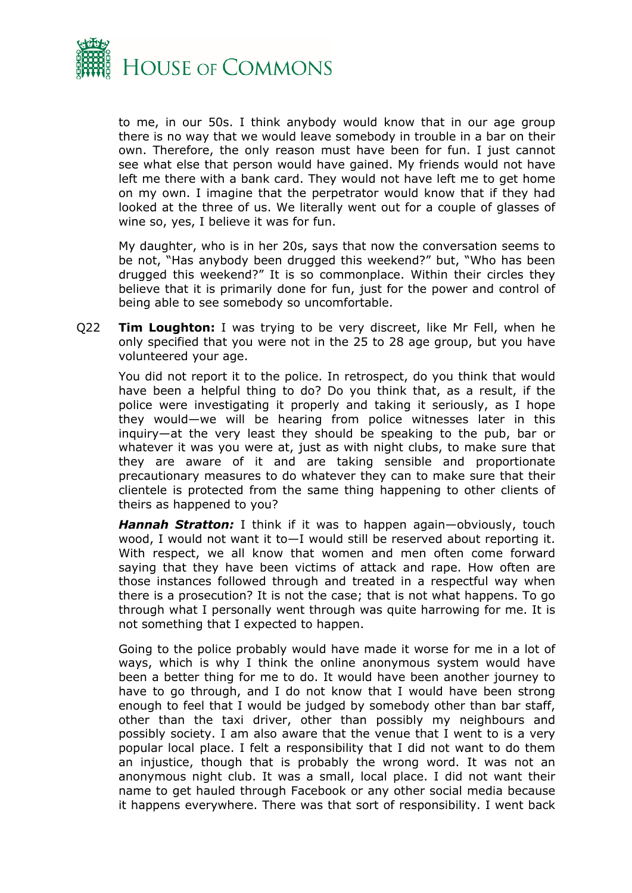to me, in our 50s. I think anybody would know that in our age group there is no way that we would leave somebody in trouble in a bar on their own. Therefore, the only reason must have been for fun. I just cannot see what else that person would have gained. My friends would not have left me there with a bank card. They would not have left me to get home on my own. I imagine that the perpetrator would know that if they had looked at the three of us. We literally went out for a couple of glasses of wine so, yes, I believe it was for fun.

My daughter, who is in her 20s, says that now the conversation seems to be not, "Has anybody been drugged this weekend?" but, "Who has been drugged this weekend?" It is so commonplace. Within their circles they believe that it is primarily done for fun, just for the power and control of being able to see somebody so uncomfortable.

Q22 **Tim Loughton:** I was trying to be very discreet, like Mr Fell, when he only specified that you were not in the 25 to 28 age group, but you have volunteered your age.

You did not report it to the police. In retrospect, do you think that would have been a helpful thing to do? Do you think that, as a result, if the police were investigating it properly and taking it seriously, as I hope they would—we will be hearing from police witnesses later in this inquiry—at the very least they should be speaking to the pub, bar or whatever it was you were at, just as with night clubs, to make sure that they are aware of it and are taking sensible and proportionate precautionary measures to do whatever they can to make sure that their clientele is protected from the same thing happening to other clients of theirs as happened to you?

***Hannah Stratton:*** I think if it was to happen again—obviously, touch wood, I would not want it to—I would still be reserved about reporting it. With respect, we all know that women and men often come forward saying that they have been victims of attack and rape. How often are those instances followed through and treated in a respectful way when there is a prosecution? It is not the case; that is not what happens. To go through what I personally went through was quite harrowing for me. It is not something that I expected to happen.

Going to the police probably would have made it worse for me in a lot of ways, which is why I think the online anonymous system would have been a better thing for me to do. It would have been another journey to have to go through, and I do not know that I would have been strong enough to feel that I would be judged by somebody other than bar staff, other than the taxi driver, other than possibly my neighbours and possibly society. I am also aware that the venue that I went to is a very popular local place. I felt a responsibility that I did not want to do them an injustice, though that is probably the wrong word. It was not an anonymous night club. It was a small, local place. I did not want their name to get hauled through Facebook or any other social media because it happens everywhere. There was that sort of responsibility. I went back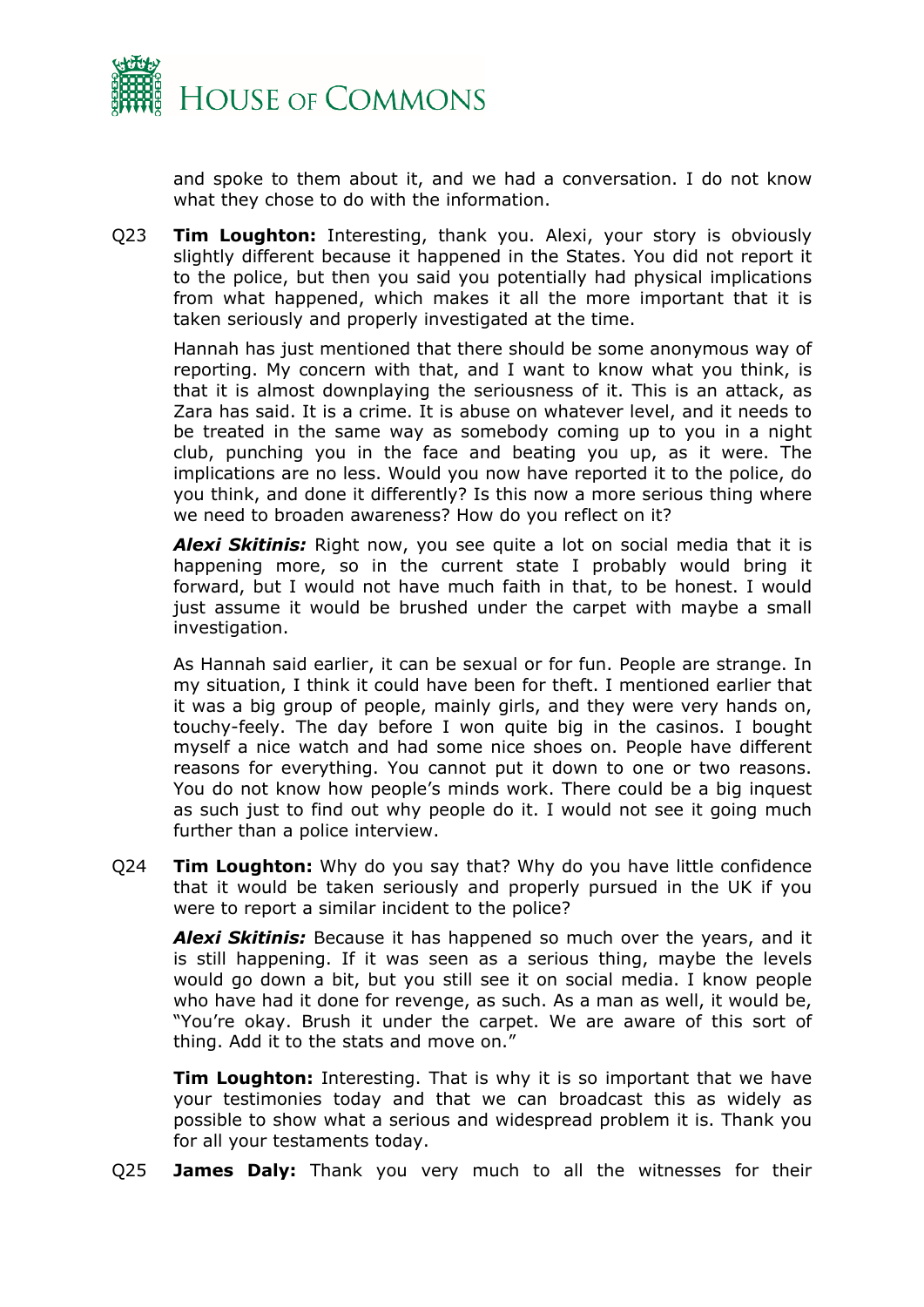and spoke to them about it, and we had a conversation. I do not know what they chose to do with the information.

Q23 **Tim Loughton:** Interesting, thank you. Alexi, your story is obviously slightly different because it happened in the States. You did not report it to the police, but then you said you potentially had physical implications from what happened, which makes it all the more important that it is taken seriously and properly investigated at the time.

Hannah has just mentioned that there should be some anonymous way of reporting. My concern with that, and I want to know what you think, is that it is almost downplaying the seriousness of it. This is an attack, as Zara has said. It is a crime. It is abuse on whatever level, and it needs to be treated in the same way as somebody coming up to you in a night club, punching you in the face and beating you up, as it were. The implications are no less. Would you now have reported it to the police, do you think, and done it differently? Is this now a more serious thing where we need to broaden awareness? How do you reflect on it?

***Alexi Skitinis:*** Right now, you see quite a lot on social media that it is happening more, so in the current state I probably would bring it forward, but I would not have much faith in that, to be honest. I would just assume it would be brushed under the carpet with maybe a small investigation.

As Hannah said earlier, it can be sexual or for fun. People are strange. In my situation, I think it could have been for theft. I mentioned earlier that it was a big group of people, mainly girls, and they were very hands on, touchy-feely. The day before I won quite big in the casinos. I bought myself a nice watch and had some nice shoes on. People have different reasons for everything. You cannot put it down to one or two reasons. You do not know how people's minds work. There could be a big inquest as such just to find out why people do it. I would not see it going much further than a police interview.

Q24 **Tim Loughton:** Why do you say that? Why do you have little confidence that it would be taken seriously and properly pursued in the UK if you were to report a similar incident to the police?

***Alexi Skitinis:*** Because it has happened so much over the years, and it is still happening. If it was seen as a serious thing, maybe the levels would go down a bit, but you still see it on social media. I know people who have had it done for revenge, as such. As a man as well, it would be, "You're okay. Brush it under the carpet. We are aware of this sort of thing. Add it to the stats and move on."

**Tim Loughton:** Interesting. That is why it is so important that we have your testimonies today and that we can broadcast this as widely as possible to show what a serious and widespread problem it is. Thank you for all your testaments today.

Q25 **James Daly:** Thank you very much to all the witnesses for their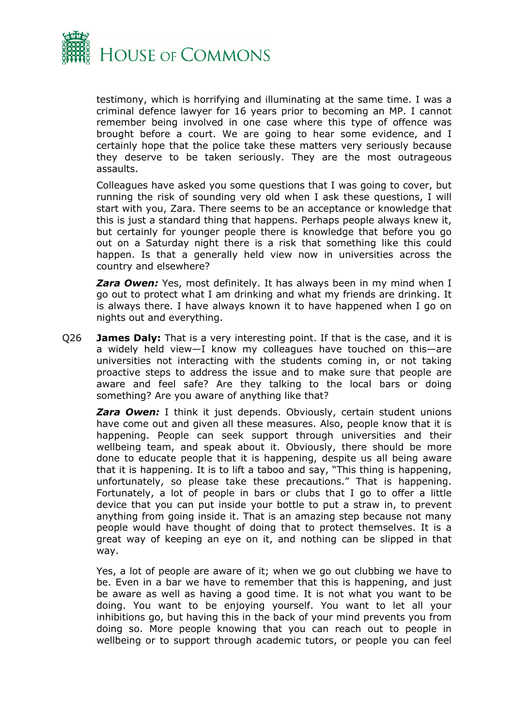testimony, which is horrifying and illuminating at the same time. I was a criminal defence lawyer for 16 years prior to becoming an MP. I cannot remember being involved in one case where this type of offence was brought before a court. We are going to hear some evidence, and I certainly hope that the police take these matters very seriously because they deserve to be taken seriously. They are the most outrageous assaults.

Colleagues have asked you some questions that I was going to cover, but running the risk of sounding very old when I ask these questions, I will start with you, Zara. There seems to be an acceptance or knowledge that this is just a standard thing that happens. Perhaps people always knew it, but certainly for younger people there is knowledge that before you go out on a Saturday night there is a risk that something like this could happen. Is that a generally held view now in universities across the country and elsewhere?

***Zara Owen:*** Yes, most definitely. It has always been in my mind when I go out to protect what I am drinking and what my friends are drinking. It is always there. I have always known it to have happened when I go on nights out and everything.

Q26 **James Daly:** That is a very interesting point. If that is the case, and it is a widely held view—I know my colleagues have touched on this—are universities not interacting with the students coming in, or not taking proactive steps to address the issue and to make sure that people are aware and feel safe? Are they talking to the local bars or doing something? Are you aware of anything like that?

***Zara Owen:*** I think it just depends. Obviously, certain student unions have come out and given all these measures. Also, people know that it is happening. People can seek support through universities and their wellbeing team, and speak about it. Obviously, there should be more done to educate people that it is happening, despite us all being aware that it is happening. It is to lift a taboo and say, "This thing is happening, unfortunately, so please take these precautions." That is happening. Fortunately, a lot of people in bars or clubs that I go to offer a little device that you can put inside your bottle to put a straw in, to prevent anything from going inside it. That is an amazing step because not many people would have thought of doing that to protect themselves. It is a great way of keeping an eye on it, and nothing can be slipped in that way.

Yes, a lot of people are aware of it; when we go out clubbing we have to be. Even in a bar we have to remember that this is happening, and just be aware as well as having a good time. It is not what you want to be doing. You want to be enjoying yourself. You want to let all your inhibitions go, but having this in the back of your mind prevents you from doing so. More people knowing that you can reach out to people in wellbeing or to support through academic tutors, or people you can feel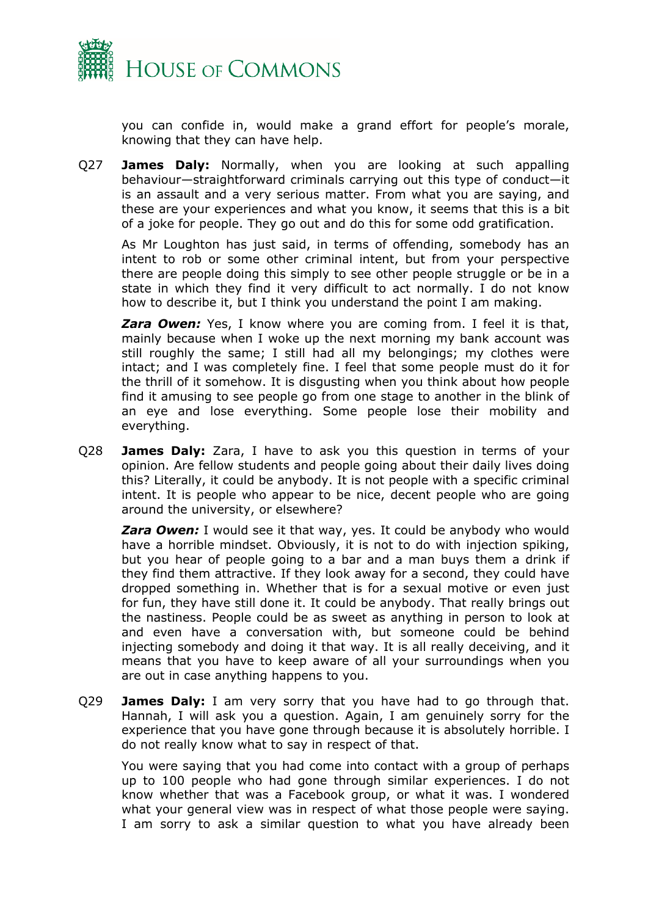you can confide in, would make a grand effort for people's morale, knowing that they can have help.

Q27 **James Daly:** Normally, when you are looking at such appalling behaviour—straightforward criminals carrying out this type of conduct—it is an assault and a very serious matter. From what you are saying, and these are your experiences and what you know, it seems that this is a bit of a joke for people. They go out and do this for some odd gratification.

As Mr Loughton has just said, in terms of offending, somebody has an intent to rob or some other criminal intent, but from your perspective there are people doing this simply to see other people struggle or be in a state in which they find it very difficult to act normally. I do not know how to describe it, but I think you understand the point I am making.

***Zara Owen:*** Yes, I know where you are coming from. I feel it is that, mainly because when I woke up the next morning my bank account was still roughly the same; I still had all my belongings; my clothes were intact; and I was completely fine. I feel that some people must do it for the thrill of it somehow. It is disgusting when you think about how people find it amusing to see people go from one stage to another in the blink of an eye and lose everything. Some people lose their mobility and everything.

Q28 **James Daly:** Zara, I have to ask you this question in terms of your opinion. Are fellow students and people going about their daily lives doing this? Literally, it could be anybody. It is not people with a specific criminal intent. It is people who appear to be nice, decent people who are going around the university, or elsewhere?

***Zara Owen:*** I would see it that way, yes. It could be anybody who would have a horrible mindset. Obviously, it is not to do with injection spiking, but you hear of people going to a bar and a man buys them a drink if they find them attractive. If they look away for a second, they could have dropped something in. Whether that is for a sexual motive or even just for fun, they have still done it. It could be anybody. That really brings out the nastiness. People could be as sweet as anything in person to look at and even have a conversation with, but someone could be behind injecting somebody and doing it that way. It is all really deceiving, and it means that you have to keep aware of all your surroundings when you are out in case anything happens to you.

Q29 **James Daly:** I am very sorry that you have had to go through that. Hannah, I will ask you a question. Again, I am genuinely sorry for the experience that you have gone through because it is absolutely horrible. I do not really know what to say in respect of that.

You were saying that you had come into contact with a group of perhaps up to 100 people who had gone through similar experiences. I do not know whether that was a Facebook group, or what it was. I wondered what your general view was in respect of what those people were saying. I am sorry to ask a similar question to what you have already been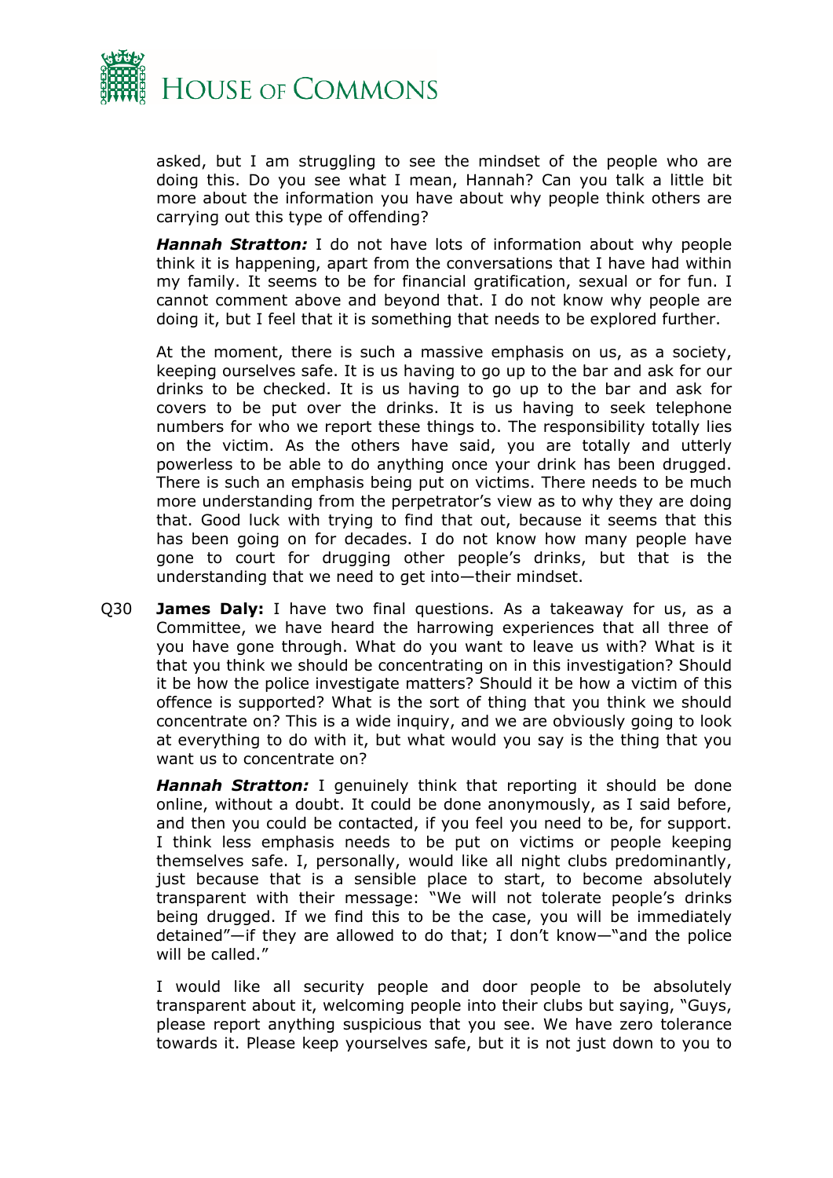asked, but I am struggling to see the mindset of the people who are doing this. Do you see what I mean, Hannah? Can you talk a little bit more about the information you have about why people think others are carrying out this type of offending?

***Hannah Stratton:*** I do not have lots of information about why people think it is happening, apart from the conversations that I have had within my family. It seems to be for financial gratification, sexual or for fun. I cannot comment above and beyond that. I do not know why people are doing it, but I feel that it is something that needs to be explored further.

At the moment, there is such a massive emphasis on us, as a society, keeping ourselves safe. It is us having to go up to the bar and ask for our drinks to be checked. It is us having to go up to the bar and ask for covers to be put over the drinks. It is us having to seek telephone numbers for who we report these things to. The responsibility totally lies on the victim. As the others have said, you are totally and utterly powerless to be able to do anything once your drink has been drugged. There is such an emphasis being put on victims. There needs to be much more understanding from the perpetrator's view as to why they are doing that. Good luck with trying to find that out, because it seems that this has been going on for decades. I do not know how many people have gone to court for drugging other people's drinks, but that is the understanding that we need to get into—their mindset.

Q30 **James Daly:** I have two final questions. As a takeaway for us, as a Committee, we have heard the harrowing experiences that all three of you have gone through. What do you want to leave us with? What is it that you think we should be concentrating on in this investigation? Should it be how the police investigate matters? Should it be how a victim of this offence is supported? What is the sort of thing that you think we should concentrate on? This is a wide inquiry, and we are obviously going to look at everything to do with it, but what would you say is the thing that you want us to concentrate on?

***Hannah Stratton:*** I genuinely think that reporting it should be done online, without a doubt. It could be done anonymously, as I said before, and then you could be contacted, if you feel you need to be, for support. I think less emphasis needs to be put on victims or people keeping themselves safe. I, personally, would like all night clubs predominantly, just because that is a sensible place to start, to become absolutely transparent with their message: "We will not tolerate people's drinks being drugged. If we find this to be the case, you will be immediately detained"—if they are allowed to do that; I don't know—"and the police will be called."

I would like all security people and door people to be absolutely transparent about it, welcoming people into their clubs but saying, "Guys, please report anything suspicious that you see. We have zero tolerance towards it. Please keep yourselves safe, but it is not just down to you to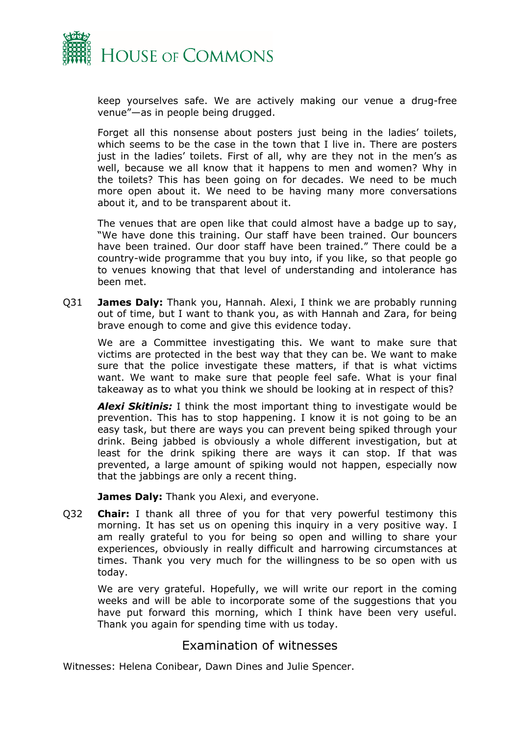keep yourselves safe. We are actively making our venue a drug-free venue"—as in people being drugged.

Forget all this nonsense about posters just being in the ladies' toilets, which seems to be the case in the town that I live in. There are posters just in the ladies' toilets. First of all, why are they not in the men's as well, because we all know that it happens to men and women? Why in the toilets? This has been going on for decades. We need to be much more open about it. We need to be having many more conversations about it, and to be transparent about it.

The venues that are open like that could almost have a badge up to say, "We have done this training. Our staff have been trained. Our bouncers have been trained. Our door staff have been trained." There could be a country-wide programme that you buy into, if you like, so that people go to venues knowing that that level of understanding and intolerance has been met.

Q31 **James Daly:** Thank you, Hannah. Alexi, I think we are probably running out of time, but I want to thank you, as with Hannah and Zara, for being brave enough to come and give this evidence today.

We are a Committee investigating this. We want to make sure that victims are protected in the best way that they can be. We want to make sure that the police investigate these matters, if that is what victims want. We want to make sure that people feel safe. What is your final takeaway as to what you think we should be looking at in respect of this?

***Alexi Skitinis:*** I think the most important thing to investigate would be prevention. This has to stop happening. I know it is not going to be an easy task, but there are ways you can prevent being spiked through your drink. Being jabbed is obviously a whole different investigation, but at least for the drink spiking there are ways it can stop. If that was prevented, a large amount of spiking would not happen, especially now that the jabbings are only a recent thing.

**James Daly:** Thank you Alexi, and everyone.

Q32 **Chair:** I thank all three of you for that very powerful testimony this morning. It has set us on opening this inquiry in a very positive way. I am really grateful to you for being so open and willing to share your experiences, obviously in really difficult and harrowing circumstances at times. Thank you very much for the willingness to be so open with us today.

We are very grateful. Hopefully, we will write our report in the coming weeks and will be able to incorporate some of the suggestions that you have put forward this morning, which I think have been very useful. Thank you again for spending time with us today.

## Examination of witnesses

Witnesses: Helena Conibear, Dawn Dines and Julie Spencer.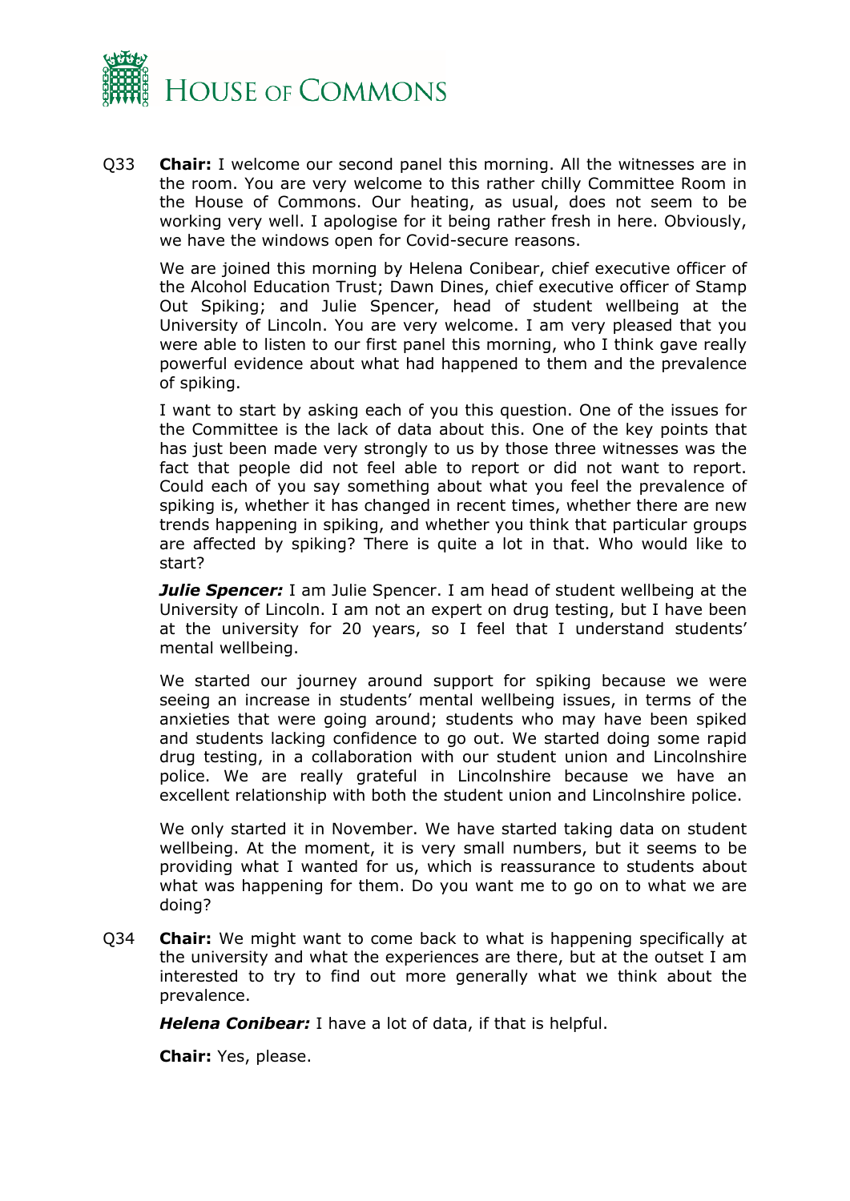Q33 **Chair:** I welcome our second panel this morning. All the witnesses are in the room. You are very welcome to this rather chilly Committee Room in the House of Commons. Our heating, as usual, does not seem to be working very well. I apologise for it being rather fresh in here. Obviously, we have the windows open for Covid-secure reasons.

We are joined this morning by Helena Conibear, chief executive officer of the Alcohol Education Trust; Dawn Dines, chief executive officer of Stamp Out Spiking; and Julie Spencer, head of student wellbeing at the University of Lincoln. You are very welcome. I am very pleased that you were able to listen to our first panel this morning, who I think gave really powerful evidence about what had happened to them and the prevalence of spiking.

I want to start by asking each of you this question. One of the issues for the Committee is the lack of data about this. One of the key points that has just been made very strongly to us by those three witnesses was the fact that people did not feel able to report or did not want to report. Could each of you say something about what you feel the prevalence of spiking is, whether it has changed in recent times, whether there are new trends happening in spiking, and whether you think that particular groups are affected by spiking? There is quite a lot in that. Who would like to start?

***Julie Spencer:*** I am Julie Spencer. I am head of student wellbeing at the University of Lincoln. I am not an expert on drug testing, but I have been at the university for 20 years, so I feel that I understand students' mental wellbeing.

We started our journey around support for spiking because we were seeing an increase in students' mental wellbeing issues, in terms of the anxieties that were going around; students who may have been spiked and students lacking confidence to go out. We started doing some rapid drug testing, in a collaboration with our student union and Lincolnshire police. We are really grateful in Lincolnshire because we have an excellent relationship with both the student union and Lincolnshire police.

We only started it in November. We have started taking data on student wellbeing. At the moment, it is very small numbers, but it seems to be providing what I wanted for us, which is reassurance to students about what was happening for them. Do you want me to go on to what we are doing?

Q34 **Chair:** We might want to come back to what is happening specifically at the university and what the experiences are there, but at the outset I am interested to try to find out more generally what we think about the prevalence.

***Helena Conibear:*** I have a lot of data, if that is helpful.

**Chair:** Yes, please.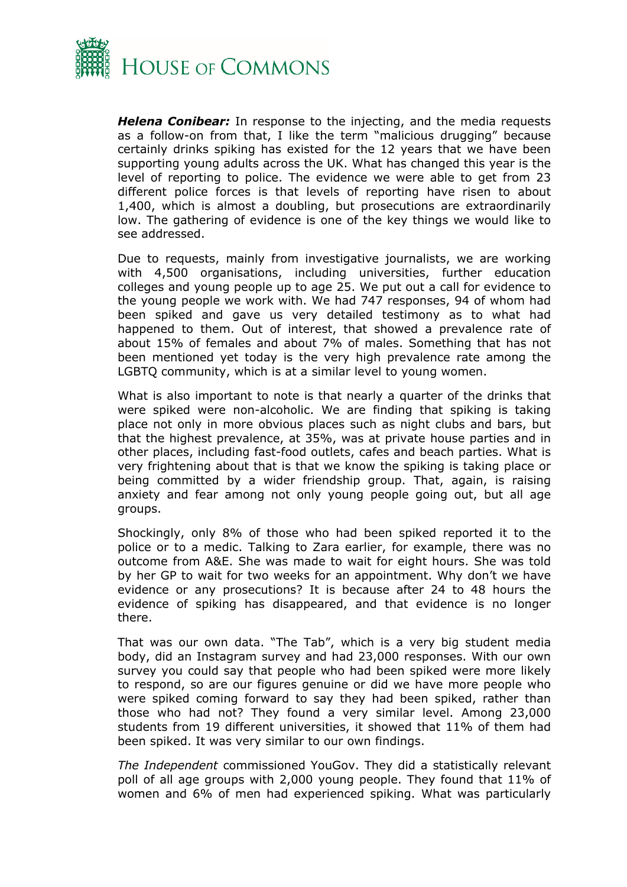***Helena Conibear:*** In response to the injecting, and the media requests as a follow-on from that, I like the term "malicious drugging" because certainly drinks spiking has existed for the 12 years that we have been supporting young adults across the UK. What has changed this year is the level of reporting to police. The evidence we were able to get from 23 different police forces is that levels of reporting have risen to about 1,400, which is almost a doubling, but prosecutions are extraordinarily low. The gathering of evidence is one of the key things we would like to see addressed.

Due to requests, mainly from investigative journalists, we are working with 4,500 organisations, including universities, further education colleges and young people up to age 25. We put out a call for evidence to the young people we work with. We had 747 responses, 94 of whom had been spiked and gave us very detailed testimony as to what had happened to them. Out of interest, that showed a prevalence rate of about 15% of females and about 7% of males. Something that has not been mentioned yet today is the very high prevalence rate among the LGBTQ community, which is at a similar level to young women.

What is also important to note is that nearly a quarter of the drinks that were spiked were non-alcoholic. We are finding that spiking is taking place not only in more obvious places such as night clubs and bars, but that the highest prevalence, at 35%, was at private house parties and in other places, including fast-food outlets, cafes and beach parties. What is very frightening about that is that we know the spiking is taking place or being committed by a wider friendship group. That, again, is raising anxiety and fear among not only young people going out, but all age groups.

Shockingly, only 8% of those who had been spiked reported it to the police or to a medic. Talking to Zara earlier, for example, there was no outcome from A&E. She was made to wait for eight hours. She was told by her GP to wait for two weeks for an appointment. Why don't we have evidence or any prosecutions? It is because after 24 to 48 hours the evidence of spiking has disappeared, and that evidence is no longer there.

That was our own data. "The Tab", which is a very big student media body, did an Instagram survey and had 23,000 responses. With our own survey you could say that people who had been spiked were more likely to respond, so are our figures genuine or did we have more people who were spiked coming forward to say they had been spiked, rather than those who had not? They found a very similar level. Among 23,000 students from 19 different universities, it showed that 11% of them had been spiked. It was very similar to our own findings.

*The Independent* commissioned YouGov. They did a statistically relevant poll of all age groups with 2,000 young people. They found that 11% of women and 6% of men had experienced spiking. What was particularly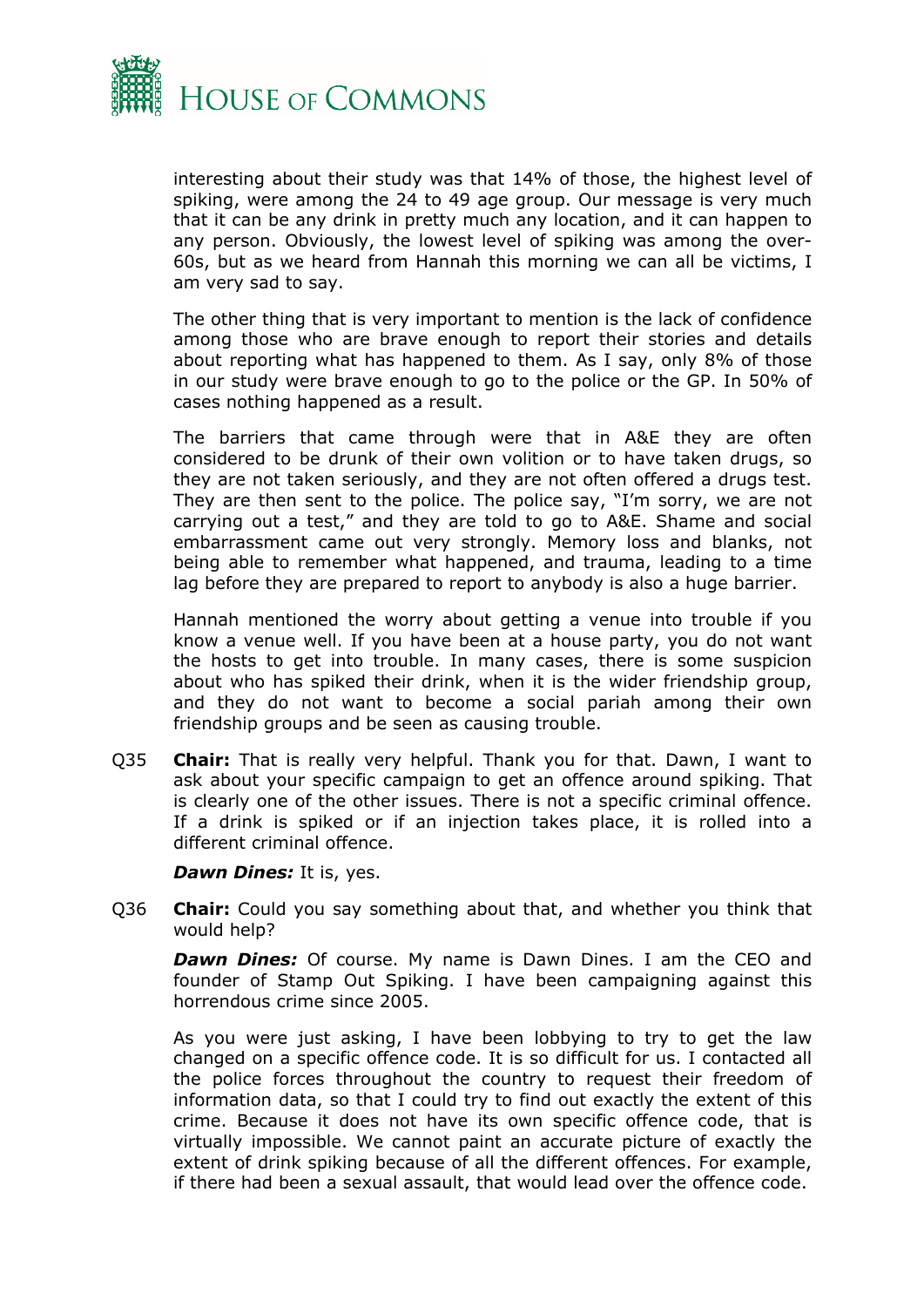interesting about their study was that 14% of those, the highest level of spiking, were among the 24 to 49 age group. Our message is very much that it can be any drink in pretty much any location, and it can happen to any person. Obviously, the lowest level of spiking was among the over-60s, but as we heard from Hannah this morning we can all be victims, I am very sad to say.

The other thing that is very important to mention is the lack of confidence among those who are brave enough to report their stories and details about reporting what has happened to them. As I say, only 8% of those in our study were brave enough to go to the police or the GP. In 50% of cases nothing happened as a result.

The barriers that came through were that in A&E they are often considered to be drunk of their own volition or to have taken drugs, so they are not taken seriously, and they are not often offered a drugs test. They are then sent to the police. The police say, "I'm sorry, we are not carrying out a test," and they are told to go to A&E. Shame and social embarrassment came out very strongly. Memory loss and blanks, not being able to remember what happened, and trauma, leading to a time lag before they are prepared to report to anybody is also a huge barrier.

Hannah mentioned the worry about getting a venue into trouble if you know a venue well. If you have been at a house party, you do not want the hosts to get into trouble. In many cases, there is some suspicion about who has spiked their drink, when it is the wider friendship group, and they do not want to become a social pariah among their own friendship groups and be seen as causing trouble.

Q35 **Chair:** That is really very helpful. Thank you for that. Dawn, I want to ask about your specific campaign to get an offence around spiking. That is clearly one of the other issues. There is not a specific criminal offence. If a drink is spiked or if an injection takes place, it is rolled into a different criminal offence.

***Dawn Dines:*** It is, yes.

Q36 **Chair:** Could you say something about that, and whether you think that would help?

***Dawn Dines:*** Of course. My name is Dawn Dines. I am the CEO and founder of Stamp Out Spiking. I have been campaigning against this horrendous crime since 2005.

As you were just asking, I have been lobbying to try to get the law changed on a specific offence code. It is so difficult for us. I contacted all the police forces throughout the country to request their freedom of information data, so that I could try to find out exactly the extent of this crime. Because it does not have its own specific offence code, that is virtually impossible. We cannot paint an accurate picture of exactly the extent of drink spiking because of all the different offences. For example, if there had been a sexual assault, that would lead over the offence code.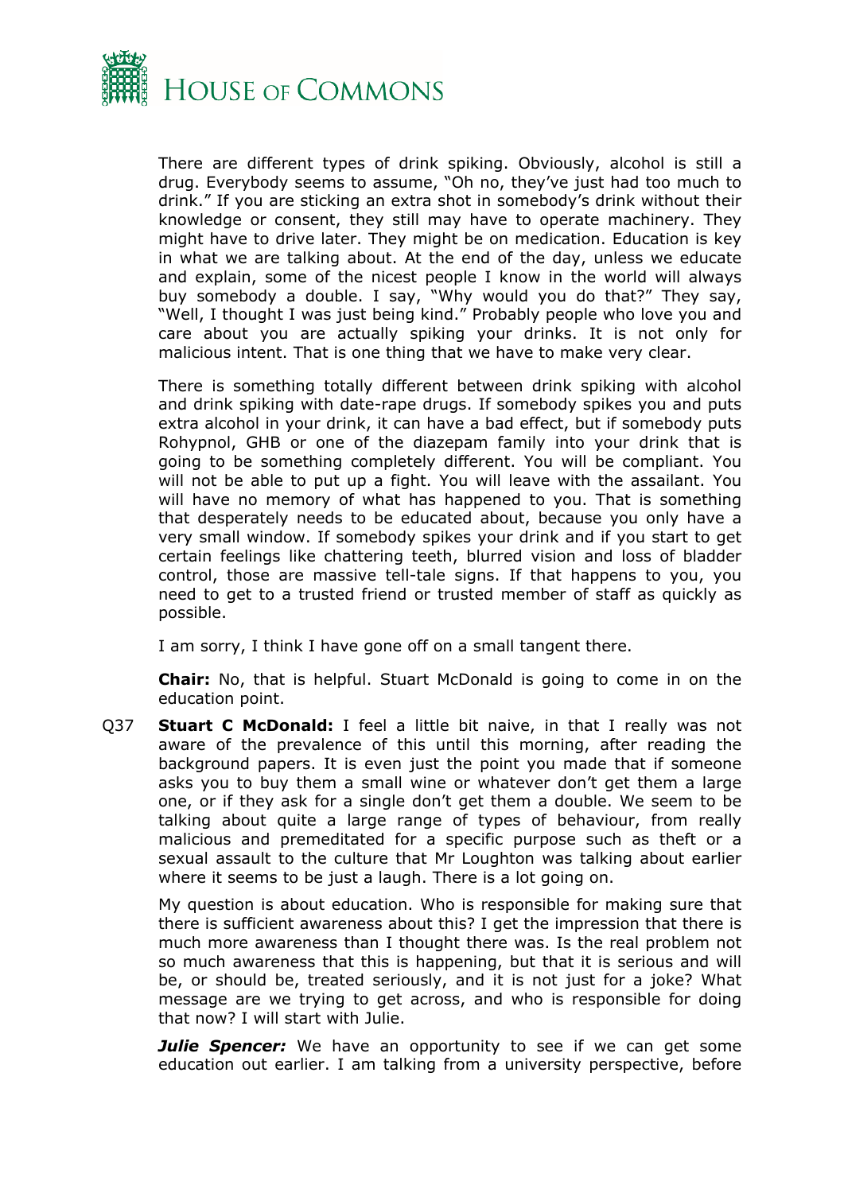There are different types of drink spiking. Obviously, alcohol is still a drug. Everybody seems to assume, "Oh no, they've just had too much to drink." If you are sticking an extra shot in somebody's drink without their knowledge or consent, they still may have to operate machinery. They might have to drive later. They might be on medication. Education is key in what we are talking about. At the end of the day, unless we educate and explain, some of the nicest people I know in the world will always buy somebody a double. I say, "Why would you do that?" They say, "Well, I thought I was just being kind." Probably people who love you and care about you are actually spiking your drinks. It is not only for malicious intent. That is one thing that we have to make very clear.

There is something totally different between drink spiking with alcohol and drink spiking with date-rape drugs. If somebody spikes you and puts extra alcohol in your drink, it can have a bad effect, but if somebody puts Rohypnol, GHB or one of the diazepam family into your drink that is going to be something completely different. You will be compliant. You will not be able to put up a fight. You will leave with the assailant. You will have no memory of what has happened to you. That is something that desperately needs to be educated about, because you only have a very small window. If somebody spikes your drink and if you start to get certain feelings like chattering teeth, blurred vision and loss of bladder control, those are massive tell-tale signs. If that happens to you, you need to get to a trusted friend or trusted member of staff as quickly as possible.

I am sorry, I think I have gone off on a small tangent there.

**Chair:** No, that is helpful. Stuart McDonald is going to come in on the education point.

Q37 **Stuart C McDonald:** I feel a little bit naive, in that I really was not aware of the prevalence of this until this morning, after reading the background papers. It is even just the point you made that if someone asks you to buy them a small wine or whatever don't get them a large one, or if they ask for a single don't get them a double. We seem to be talking about quite a large range of types of behaviour, from really malicious and premeditated for a specific purpose such as theft or a sexual assault to the culture that Mr Loughton was talking about earlier where it seems to be just a laugh. There is a lot going on.

My question is about education. Who is responsible for making sure that there is sufficient awareness about this? I get the impression that there is much more awareness than I thought there was. Is the real problem not so much awareness that this is happening, but that it is serious and will be, or should be, treated seriously, and it is not just for a joke? What message are we trying to get across, and who is responsible for doing that now? I will start with Julie.

***Julie Spencer:*** We have an opportunity to see if we can get some education out earlier. I am talking from a university perspective, before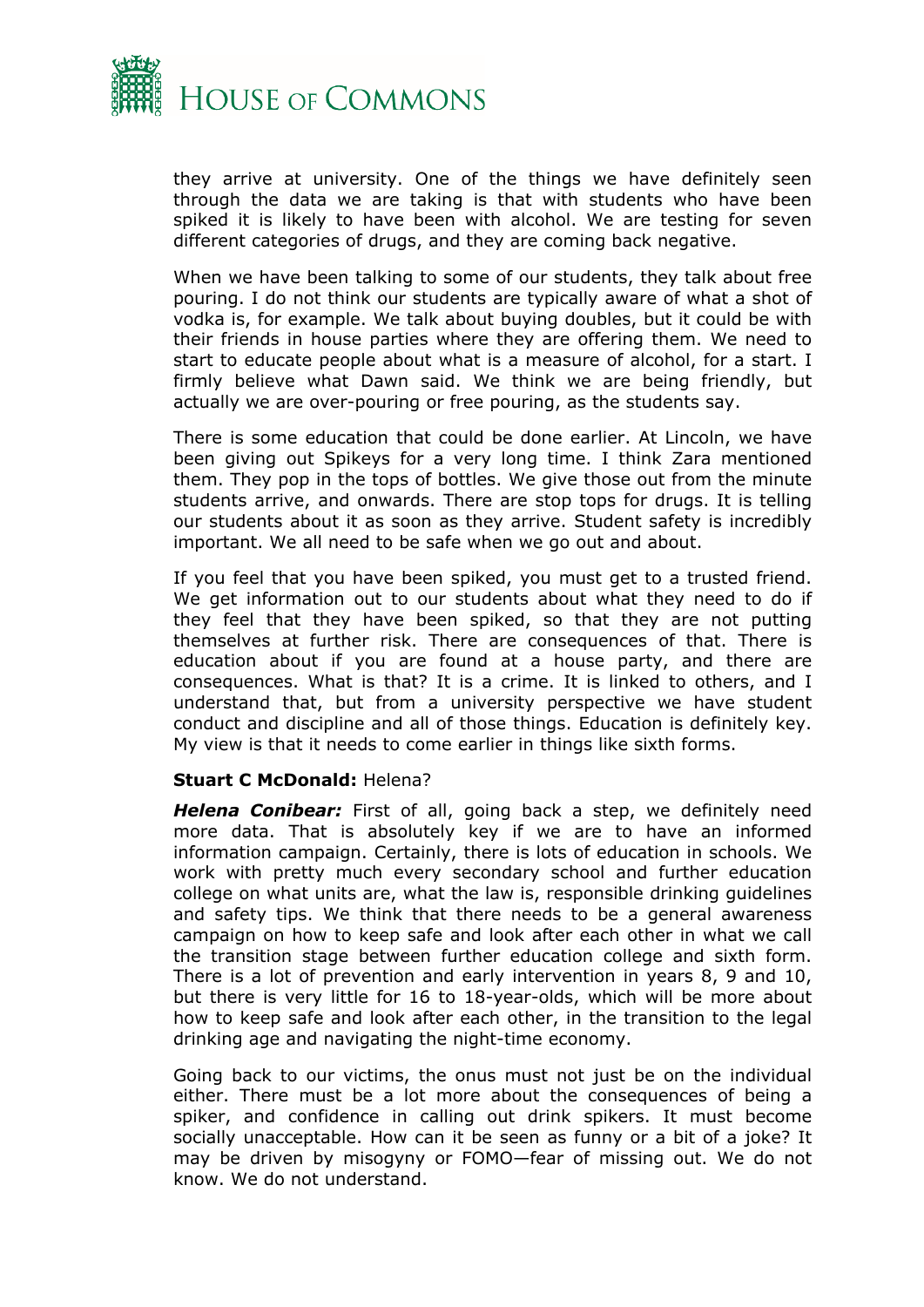they arrive at university. One of the things we have definitely seen through the data we are taking is that with students who have been spiked it is likely to have been with alcohol. We are testing for seven different categories of drugs, and they are coming back negative.

When we have been talking to some of our students, they talk about free pouring. I do not think our students are typically aware of what a shot of vodka is, for example. We talk about buying doubles, but it could be with their friends in house parties where they are offering them. We need to start to educate people about what is a measure of alcohol, for a start. I firmly believe what Dawn said. We think we are being friendly, but actually we are over-pouring or free pouring, as the students say.

There is some education that could be done earlier. At Lincoln, we have been giving out Spikeys for a very long time. I think Zara mentioned them. They pop in the tops of bottles. We give those out from the minute students arrive, and onwards. There are stop tops for drugs. It is telling our students about it as soon as they arrive. Student safety is incredibly important. We all need to be safe when we go out and about.

If you feel that you have been spiked, you must get to a trusted friend. We get information out to our students about what they need to do if they feel that they have been spiked, so that they are not putting themselves at further risk. There are consequences of that. There is education about if you are found at a house party, and there are consequences. What is that? It is a crime. It is linked to others, and I understand that, but from a university perspective we have student conduct and discipline and all of those things. Education is definitely key. My view is that it needs to come earlier in things like sixth forms.

**Stuart C McDonald:** Helena?

***Helena Conibear:*** First of all, going back a step, we definitely need more data. That is absolutely key if we are to have an informed information campaign. Certainly, there is lots of education in schools. We work with pretty much every secondary school and further education college on what units are, what the law is, responsible drinking guidelines and safety tips. We think that there needs to be a general awareness campaign on how to keep safe and look after each other in what we call the transition stage between further education college and sixth form. There is a lot of prevention and early intervention in years 8, 9 and 10, but there is very little for 16 to 18-year-olds, which will be more about how to keep safe and look after each other, in the transition to the legal drinking age and navigating the night-time economy.

Going back to our victims, the onus must not just be on the individual either. There must be a lot more about the consequences of being a spiker, and confidence in calling out drink spikers. It must become socially unacceptable. How can it be seen as funny or a bit of a joke? It may be driven by misogyny or FOMO—fear of missing out. We do not know. We do not understand.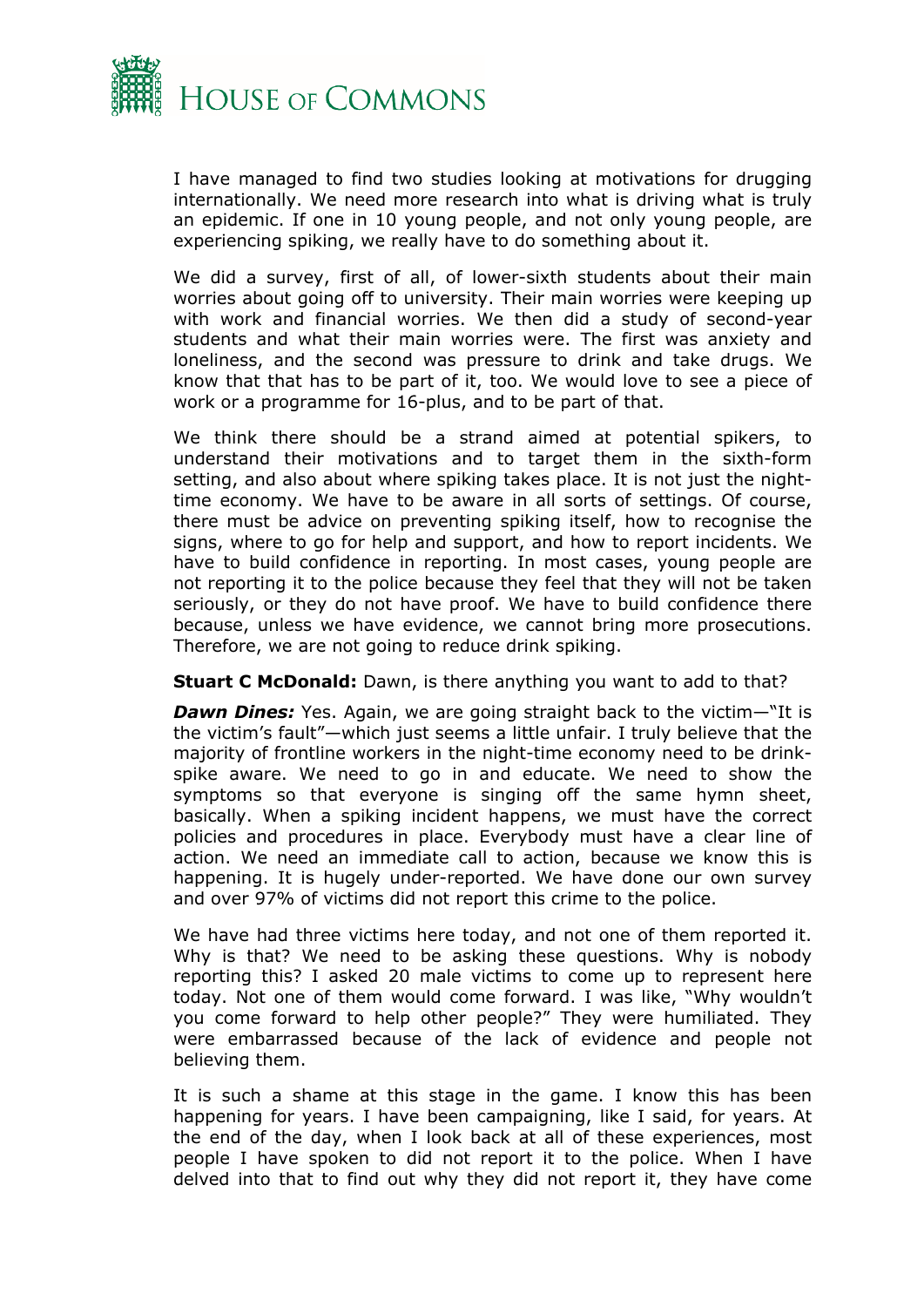I have managed to find two studies looking at motivations for drugging internationally. We need more research into what is driving what is truly an epidemic. If one in 10 young people, and not only young people, are experiencing spiking, we really have to do something about it.

We did a survey, first of all, of lower-sixth students about their main worries about going off to university. Their main worries were keeping up with work and financial worries. We then did a study of second-year students and what their main worries were. The first was anxiety and loneliness, and the second was pressure to drink and take drugs. We know that that has to be part of it, too. We would love to see a piece of work or a programme for 16-plus, and to be part of that.

We think there should be a strand aimed at potential spikers, to understand their motivations and to target them in the sixth-form setting, and also about where spiking takes place. It is not just the night-time economy. We have to be aware in all sorts of settings. Of course, there must be advice on preventing spiking itself, how to recognise the signs, where to go for help and support, and how to report incidents. We have to build confidence in reporting. In most cases, young people are not reporting it to the police because they feel that they will not be taken seriously, or they do not have proof. We have to build confidence there because, unless we have evidence, we cannot bring more prosecutions. Therefore, we are not going to reduce drink spiking.

**Stuart C McDonald:** Dawn, is there anything you want to add to that?

***Dawn Dines:*** Yes. Again, we are going straight back to the victim—"It is the victim's fault"—which just seems a little unfair. I truly believe that the majority of frontline workers in the night-time economy need to be drink-spike aware. We need to go in and educate. We need to show the symptoms so that everyone is singing off the same hymn sheet, basically. When a spiking incident happens, we must have the correct policies and procedures in place. Everybody must have a clear line of action. We need an immediate call to action, because we know this is happening. It is hugely under-reported. We have done our own survey and over 97% of victims did not report this crime to the police.

We have had three victims here today, and not one of them reported it. Why is that? We need to be asking these questions. Why is nobody reporting this? I asked 20 male victims to come up to represent here today. Not one of them would come forward. I was like, "Why wouldn't you come forward to help other people?" They were humiliated. They were embarrassed because of the lack of evidence and people not believing them.

It is such a shame at this stage in the game. I know this has been happening for years. I have been campaigning, like I said, for years. At the end of the day, when I look back at all of these experiences, most people I have spoken to did not report it to the police. When I have delved into that to find out why they did not report it, they have come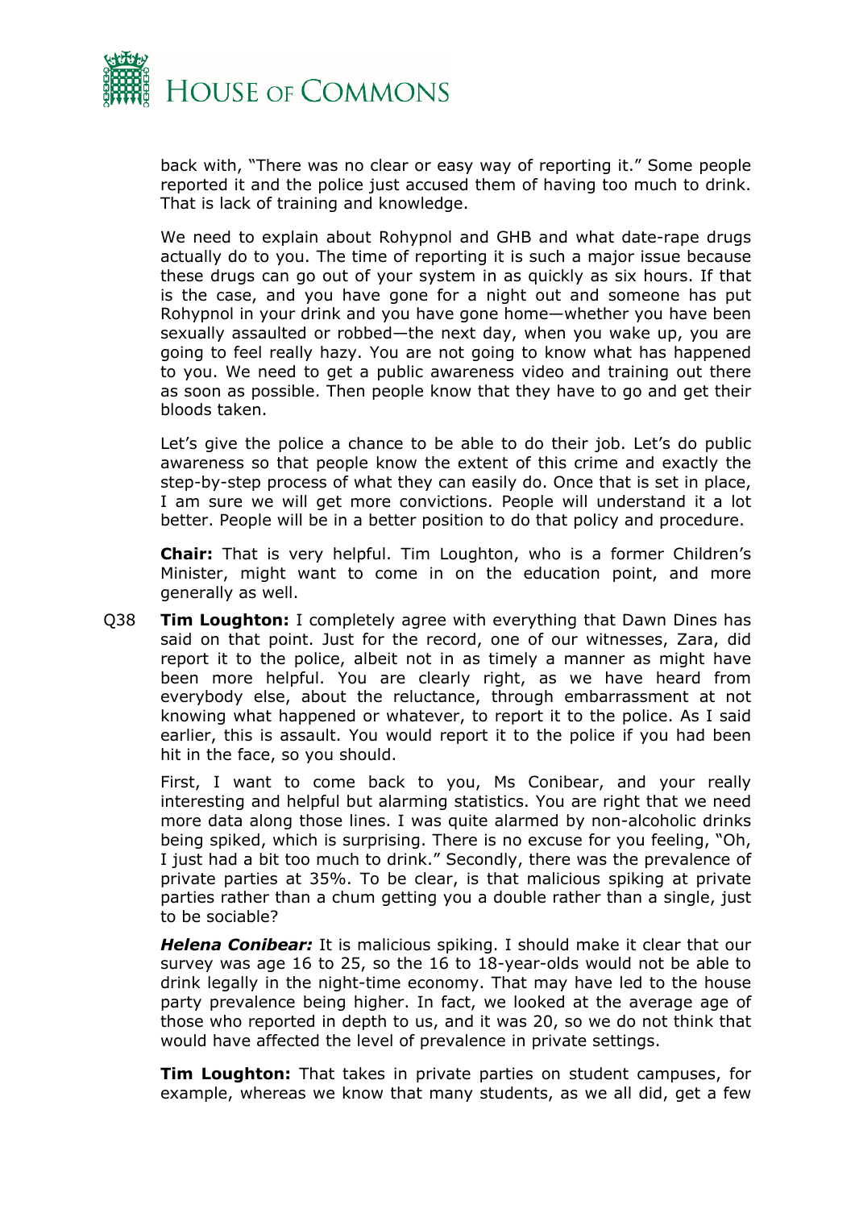back with, "There was no clear or easy way of reporting it." Some people reported it and the police just accused them of having too much to drink. That is lack of training and knowledge.

We need to explain about Rohypnol and GHB and what date-rape drugs actually do to you. The time of reporting it is such a major issue because these drugs can go out of your system in as quickly as six hours. If that is the case, and you have gone for a night out and someone has put Rohypnol in your drink and you have gone home—whether you have been sexually assaulted or robbed—the next day, when you wake up, you are going to feel really hazy. You are not going to know what has happened to you. We need to get a public awareness video and training out there as soon as possible. Then people know that they have to go and get their bloods taken.

Let's give the police a chance to be able to do their job. Let's do public awareness so that people know the extent of this crime and exactly the step-by-step process of what they can easily do. Once that is set in place, I am sure we will get more convictions. People will understand it a lot better. People will be in a better position to do that policy and procedure.

**Chair:** That is very helpful. Tim Loughton, who is a former Children's Minister, might want to come in on the education point, and more generally as well.

Q38 **Tim Loughton:** I completely agree with everything that Dawn Dines has said on that point. Just for the record, one of our witnesses, Zara, did report it to the police, albeit not in as timely a manner as might have been more helpful. You are clearly right, as we have heard from everybody else, about the reluctance, through embarrassment at not knowing what happened or whatever, to report it to the police. As I said earlier, this is assault. You would report it to the police if you had been hit in the face, so you should.

First, I want to come back to you, Ms Conibear, and your really interesting and helpful but alarming statistics. You are right that we need more data along those lines. I was quite alarmed by non-alcoholic drinks being spiked, which is surprising. There is no excuse for you feeling, "Oh, I just had a bit too much to drink." Secondly, there was the prevalence of private parties at 35%. To be clear, is that malicious spiking at private parties rather than a chum getting you a double rather than a single, just to be sociable?

***Helena Conibear:*** It is malicious spiking. I should make it clear that our survey was age 16 to 25, so the 16 to 18-year-olds would not be able to drink legally in the night-time economy. That may have led to the house party prevalence being higher. In fact, we looked at the average age of those who reported in depth to us, and it was 20, so we do not think that would have affected the level of prevalence in private settings.

**Tim Loughton:** That takes in private parties on student campuses, for example, whereas we know that many students, as we all did, get a few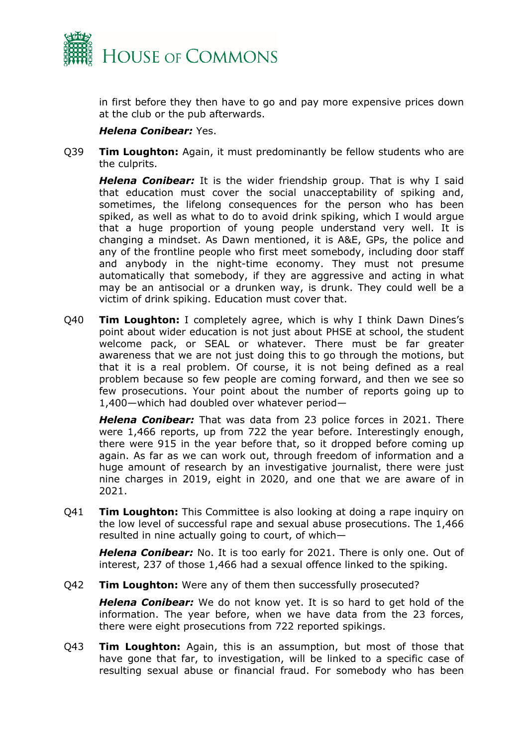in first before they then have to go and pay more expensive prices down at the club or the pub afterwards.

***Helena Conibear:*** Yes.

Q39 **Tim Loughton:** Again, it must predominantly be fellow students who are the culprits.

***Helena Conibear:*** It is the wider friendship group. That is why I said that education must cover the social unacceptability of spiking and, sometimes, the lifelong consequences for the person who has been spiked, as well as what to do to avoid drink spiking, which I would argue that a huge proportion of young people understand very well. It is changing a mindset. As Dawn mentioned, it is A&E, GPs, the police and any of the frontline people who first meet somebody, including door staff and anybody in the night-time economy. They must not presume automatically that somebody, if they are aggressive and acting in what may be an antisocial or a drunken way, is drunk. They could well be a victim of drink spiking. Education must cover that.

Q40 **Tim Loughton:** I completely agree, which is why I think Dawn Dines's point about wider education is not just about PHSE at school, the student welcome pack, or SEAL or whatever. There must be far greater awareness that we are not just doing this to go through the motions, but that it is a real problem. Of course, it is not being defined as a real problem because so few people are coming forward, and then we see so few prosecutions. Your point about the number of reports going up to 1,400—which had doubled over whatever period—

***Helena Conibear:*** That was data from 23 police forces in 2021. There were 1,466 reports, up from 722 the year before. Interestingly enough, there were 915 in the year before that, so it dropped before coming up again. As far as we can work out, through freedom of information and a huge amount of research by an investigative journalist, there were just nine charges in 2019, eight in 2020, and one that we are aware of in 2021.

Q41 **Tim Loughton:** This Committee is also looking at doing a rape inquiry on the low level of successful rape and sexual abuse prosecutions. The 1,466 resulted in nine actually going to court, of which—

***Helena Conibear:*** No. It is too early for 2021. There is only one. Out of interest, 237 of those 1,466 had a sexual offence linked to the spiking.

Q42 **Tim Loughton:** Were any of them then successfully prosecuted?

***Helena Conibear:*** We do not know yet. It is so hard to get hold of the information. The year before, when we have data from the 23 forces, there were eight prosecutions from 722 reported spikings.

Q43 **Tim Loughton:** Again, this is an assumption, but most of those that have gone that far, to investigation, will be linked to a specific case of resulting sexual abuse or financial fraud. For somebody who has been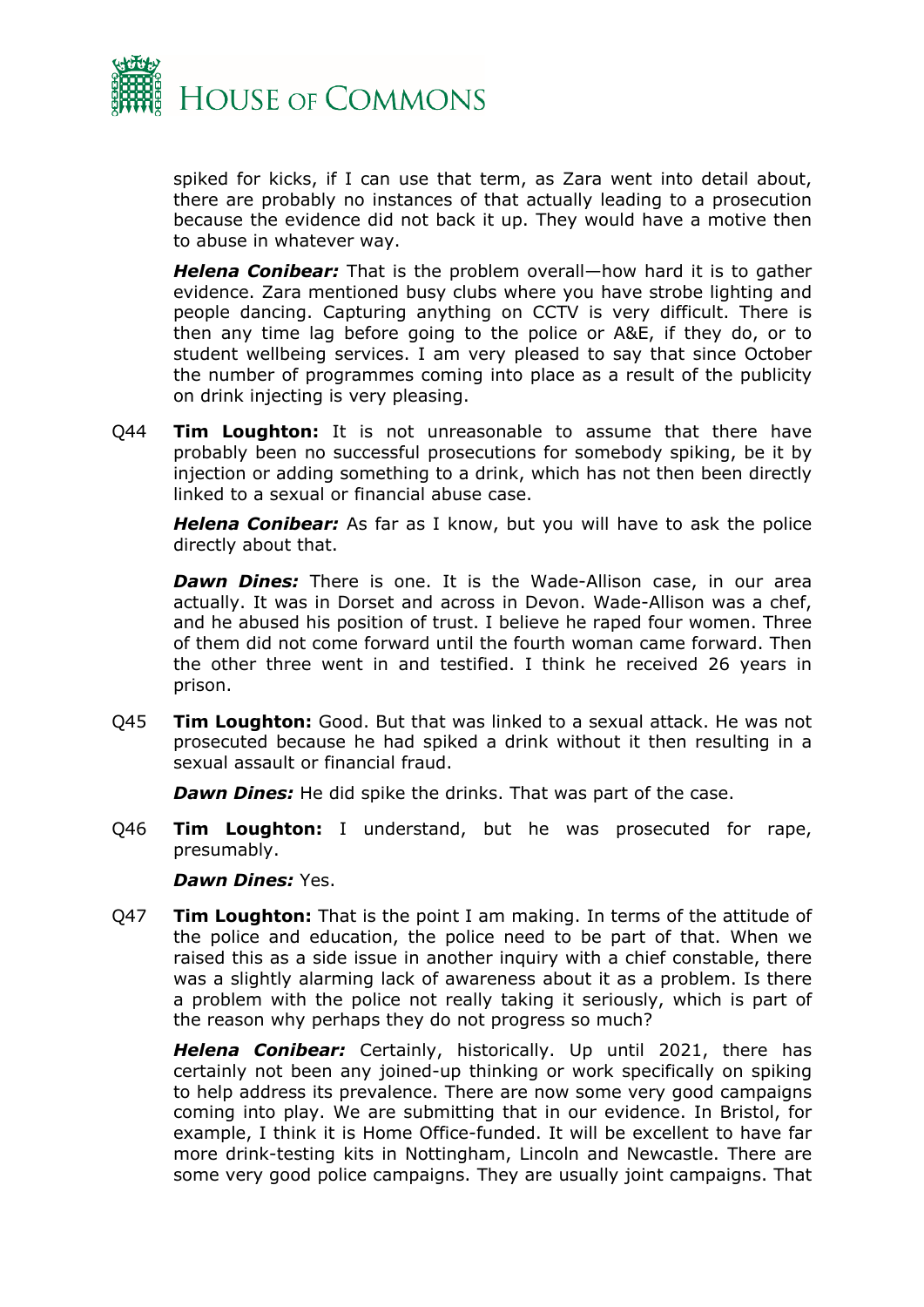spiked for kicks, if I can use that term, as Zara went into detail about, there are probably no instances of that actually leading to a prosecution because the evidence did not back it up. They would have a motive then to abuse in whatever way.

***Helena Conibear:*** That is the problem overall—how hard it is to gather evidence. Zara mentioned busy clubs where you have strobe lighting and people dancing. Capturing anything on CCTV is very difficult. There is then any time lag before going to the police or A&E, if they do, or to student wellbeing services. I am very pleased to say that since October the number of programmes coming into place as a result of the publicity on drink injecting is very pleasing.

Q44 **Tim Loughton:** It is not unreasonable to assume that there have probably been no successful prosecutions for somebody spiking, be it by injection or adding something to a drink, which has not then been directly linked to a sexual or financial abuse case.

***Helena Conibear:*** As far as I know, but you will have to ask the police directly about that.

***Dawn Dines:*** There is one. It is the Wade-Allison case, in our area actually. It was in Dorset and across in Devon. Wade-Allison was a chef, and he abused his position of trust. I believe he raped four women. Three of them did not come forward until the fourth woman came forward. Then the other three went in and testified. I think he received 26 years in prison.

Q45 **Tim Loughton:** Good. But that was linked to a sexual attack. He was not prosecuted because he had spiked a drink without it then resulting in a sexual assault or financial fraud.

***Dawn Dines:*** He did spike the drinks. That was part of the case.

Q46 **Tim Loughton:** I understand, but he was prosecuted for rape, presumably.

***Dawn Dines:*** Yes.

Q47 **Tim Loughton:** That is the point I am making. In terms of the attitude of the police and education, the police need to be part of that. When we raised this as a side issue in another inquiry with a chief constable, there was a slightly alarming lack of awareness about it as a problem. Is there a problem with the police not really taking it seriously, which is part of the reason why perhaps they do not progress so much?

***Helena Conibear:*** Certainly, historically. Up until 2021, there has certainly not been any joined-up thinking or work specifically on spiking to help address its prevalence. There are now some very good campaigns coming into play. We are submitting that in our evidence. In Bristol, for example, I think it is Home Office-funded. It will be excellent to have far more drink-testing kits in Nottingham, Lincoln and Newcastle. There are some very good police campaigns. They are usually joint campaigns. That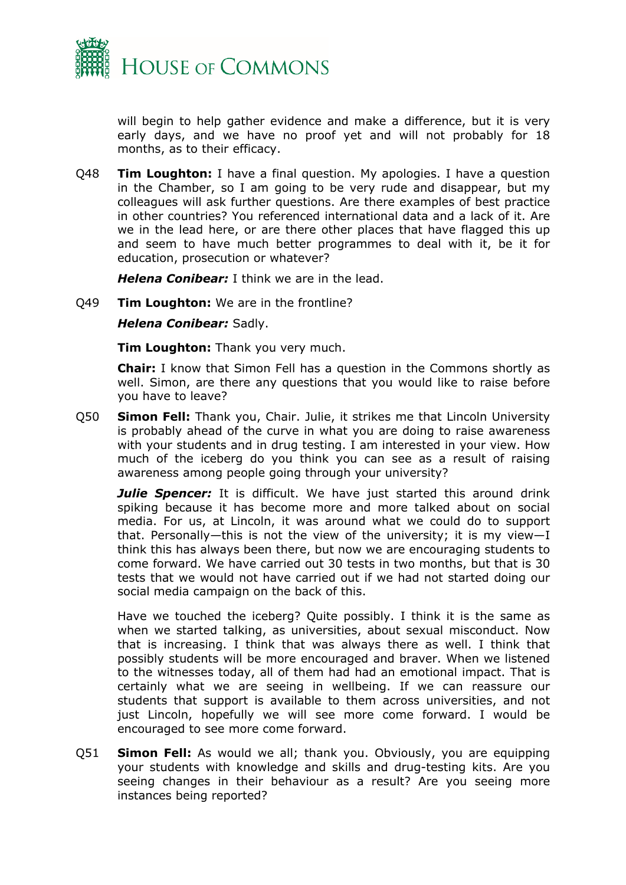will begin to help gather evidence and make a difference, but it is very early days, and we have no proof yet and will not probably for 18 months, as to their efficacy.

Q48 **Tim Loughton:** I have a final question. My apologies. I have a question in the Chamber, so I am going to be very rude and disappear, but my colleagues will ask further questions. Are there examples of best practice in other countries? You referenced international data and a lack of it. Are we in the lead here, or are there other places that have flagged this up and seem to have much better programmes to deal with it, be it for education, prosecution or whatever?

***Helena Conibear:*** I think we are in the lead.

Q49 **Tim Loughton:** We are in the frontline?

***Helena Conibear:*** Sadly.

**Tim Loughton:** Thank you very much.

**Chair:** I know that Simon Fell has a question in the Commons shortly as well. Simon, are there any questions that you would like to raise before you have to leave?

Q50 **Simon Fell:** Thank you, Chair. Julie, it strikes me that Lincoln University is probably ahead of the curve in what you are doing to raise awareness with your students and in drug testing. I am interested in your view. How much of the iceberg do you think you can see as a result of raising awareness among people going through your university?

***Julie Spencer:*** It is difficult. We have just started this around drink spiking because it has become more and more talked about on social media. For us, at Lincoln, it was around what we could do to support that. Personally—this is not the view of the university; it is my view—I think this has always been there, but now we are encouraging students to come forward. We have carried out 30 tests in two months, but that is 30 tests that we would not have carried out if we had not started doing our social media campaign on the back of this.

Have we touched the iceberg? Quite possibly. I think it is the same as when we started talking, as universities, about sexual misconduct. Now that is increasing. I think that was always there as well. I think that possibly students will be more encouraged and braver. When we listened to the witnesses today, all of them had had an emotional impact. That is certainly what we are seeing in wellbeing. If we can reassure our students that support is available to them across universities, and not just Lincoln, hopefully we will see more come forward. I would be encouraged to see more come forward.

Q51 **Simon Fell:** As would we all; thank you. Obviously, you are equipping your students with knowledge and skills and drug-testing kits. Are you seeing changes in their behaviour as a result? Are you seeing more instances being reported?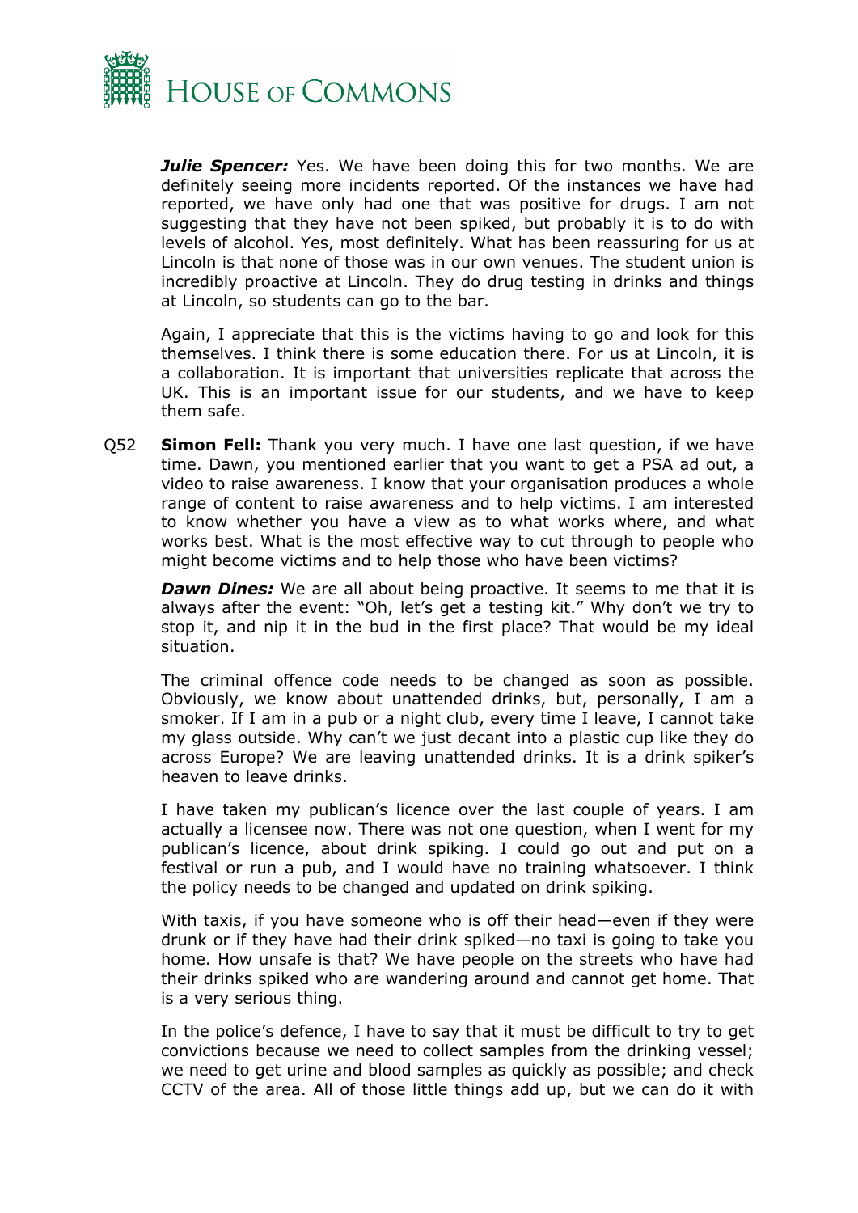***Julie Spencer:*** Yes. We have been doing this for two months. We are definitely seeing more incidents reported. Of the instances we have had reported, we have only had one that was positive for drugs. I am not suggesting that they have not been spiked, but probably it is to do with levels of alcohol. Yes, most definitely. What has been reassuring for us at Lincoln is that none of those was in our own venues. The student union is incredibly proactive at Lincoln. They do drug testing in drinks and things at Lincoln, so students can go to the bar.

Again, I appreciate that this is the victims having to go and look for this themselves. I think there is some education there. For us at Lincoln, it is a collaboration. It is important that universities replicate that across the UK. This is an important issue for our students, and we have to keep them safe.

Q52 **Simon Fell:** Thank you very much. I have one last question, if we have time. Dawn, you mentioned earlier that you want to get a PSA ad out, a video to raise awareness. I know that your organisation produces a whole range of content to raise awareness and to help victims. I am interested to know whether you have a view as to what works where, and what works best. What is the most effective way to cut through to people who might become victims and to help those who have been victims?

***Dawn Dines:*** We are all about being proactive. It seems to me that it is always after the event: "Oh, let's get a testing kit." Why don't we try to stop it, and nip it in the bud in the first place? That would be my ideal situation.

The criminal offence code needs to be changed as soon as possible. Obviously, we know about unattended drinks, but, personally, I am a smoker. If I am in a pub or a night club, every time I leave, I cannot take my glass outside. Why can't we just decant into a plastic cup like they do across Europe? We are leaving unattended drinks. It is a drink spiker's heaven to leave drinks.

I have taken my publican's licence over the last couple of years. I am actually a licensee now. There was not one question, when I went for my publican's licence, about drink spiking. I could go out and put on a festival or run a pub, and I would have no training whatsoever. I think the policy needs to be changed and updated on drink spiking.

With taxis, if you have someone who is off their head—even if they were drunk or if they have had their drink spiked—no taxi is going to take you home. How unsafe is that? We have people on the streets who have had their drinks spiked who are wandering around and cannot get home. That is a very serious thing.

In the police's defence, I have to say that it must be difficult to try to get convictions because we need to collect samples from the drinking vessel; we need to get urine and blood samples as quickly as possible; and check CCTV of the area. All of those little things add up, but we can do it with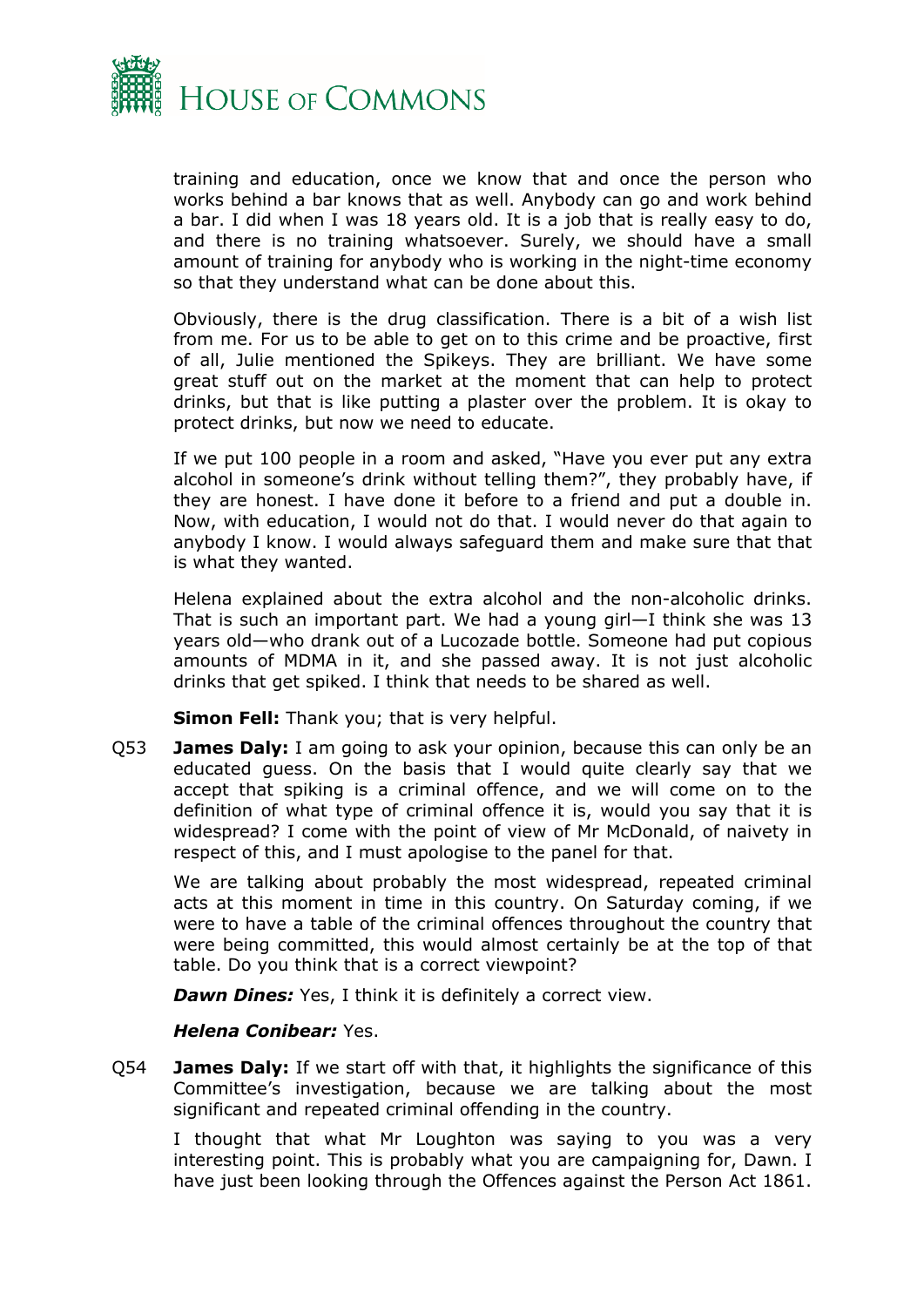training and education, once we know that and once the person who works behind a bar knows that as well. Anybody can go and work behind a bar. I did when I was 18 years old. It is a job that is really easy to do, and there is no training whatsoever. Surely, we should have a small amount of training for anybody who is working in the night-time economy so that they understand what can be done about this.

Obviously, there is the drug classification. There is a bit of a wish list from me. For us to be able to get on to this crime and be proactive, first of all, Julie mentioned the Spikeys. They are brilliant. We have some great stuff out on the market at the moment that can help to protect drinks, but that is like putting a plaster over the problem. It is okay to protect drinks, but now we need to educate.

If we put 100 people in a room and asked, "Have you ever put any extra alcohol in someone's drink without telling them?", they probably have, if they are honest. I have done it before to a friend and put a double in. Now, with education, I would not do that. I would never do that again to anybody I know. I would always safeguard them and make sure that that is what they wanted.

Helena explained about the extra alcohol and the non-alcoholic drinks. That is such an important part. We had a young girl—I think she was 13 years old—who drank out of a Lucozade bottle. Someone had put copious amounts of MDMA in it, and she passed away. It is not just alcoholic drinks that get spiked. I think that needs to be shared as well.

**Simon Fell:** Thank you; that is very helpful.

Q53 **James Daly:** I am going to ask your opinion, because this can only be an educated guess. On the basis that I would quite clearly say that we accept that spiking is a criminal offence, and we will come on to the definition of what type of criminal offence it is, would you say that it is widespread? I come with the point of view of Mr McDonald, of naivety in respect of this, and I must apologise to the panel for that.

We are talking about probably the most widespread, repeated criminal acts at this moment in time in this country. On Saturday coming, if we were to have a table of the criminal offences throughout the country that were being committed, this would almost certainly be at the top of that table. Do you think that is a correct viewpoint?

***Dawn Dines:*** Yes, I think it is definitely a correct view.

***Helena Conibear:*** Yes.

Q54 **James Daly:** If we start off with that, it highlights the significance of this Committee's investigation, because we are talking about the most significant and repeated criminal offending in the country.

I thought that what Mr Loughton was saying to you was a very interesting point. This is probably what you are campaigning for, Dawn. I have just been looking through the Offences against the Person Act 1861.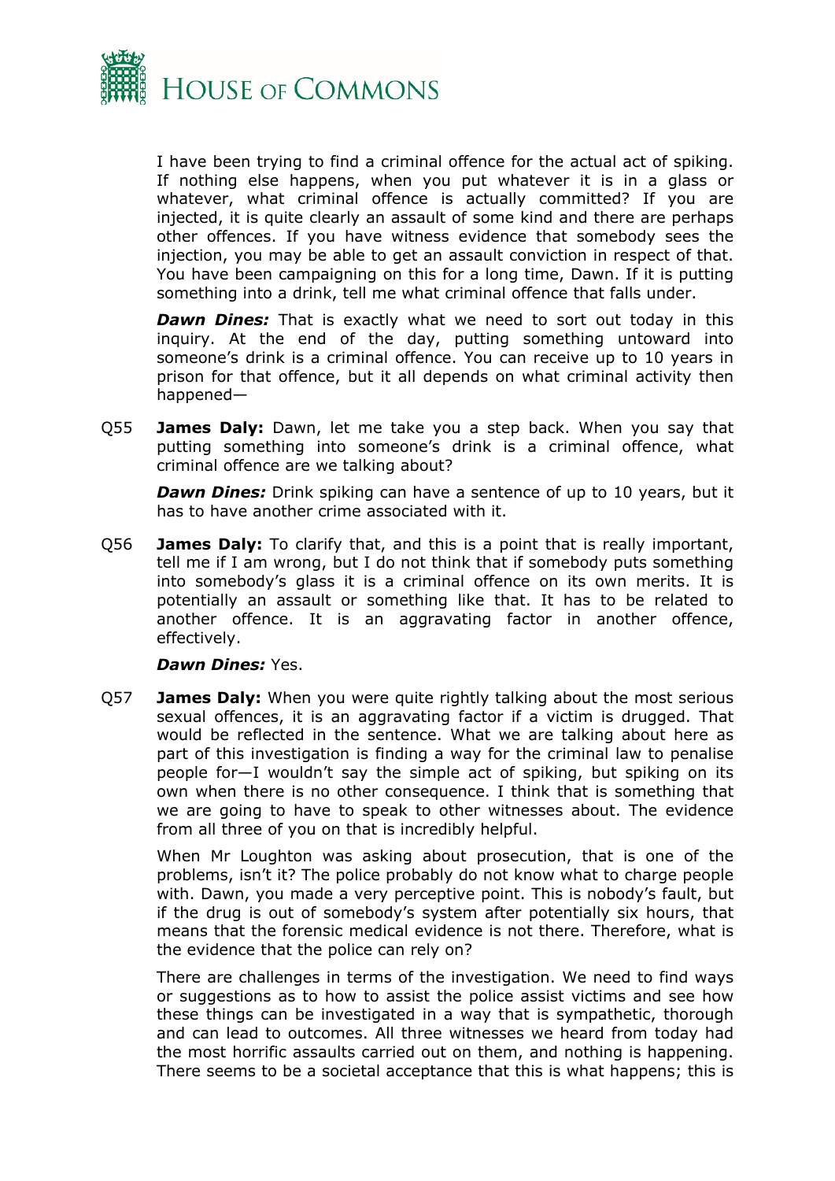I have been trying to find a criminal offence for the actual act of spiking. If nothing else happens, when you put whatever it is in a glass or whatever, what criminal offence is actually committed? If you are injected, it is quite clearly an assault of some kind and there are perhaps other offences. If you have witness evidence that somebody sees the injection, you may be able to get an assault conviction in respect of that. You have been campaigning on this for a long time, Dawn. If it is putting something into a drink, tell me what criminal offence that falls under.

***Dawn Dines:*** That is exactly what we need to sort out today in this inquiry. At the end of the day, putting something untoward into someone's drink is a criminal offence. You can receive up to 10 years in prison for that offence, but it all depends on what criminal activity then happened—

Q55 **James Daly:** Dawn, let me take you a step back. When you say that putting something into someone's drink is a criminal offence, what criminal offence are we talking about?

***Dawn Dines:*** Drink spiking can have a sentence of up to 10 years, but it has to have another crime associated with it.

Q56 **James Daly:** To clarify that, and this is a point that is really important, tell me if I am wrong, but I do not think that if somebody puts something into somebody's glass it is a criminal offence on its own merits. It is potentially an assault or something like that. It has to be related to another offence. It is an aggravating factor in another offence, effectively.

***Dawn Dines:*** Yes.

Q57 **James Daly:** When you were quite rightly talking about the most serious sexual offences, it is an aggravating factor if a victim is drugged. That would be reflected in the sentence. What we are talking about here as part of this investigation is finding a way for the criminal law to penalise people for—I wouldn't say the simple act of spiking, but spiking on its own when there is no other consequence. I think that is something that we are going to have to speak to other witnesses about. The evidence from all three of you on that is incredibly helpful.

When Mr Loughton was asking about prosecution, that is one of the problems, isn't it? The police probably do not know what to charge people with. Dawn, you made a very perceptive point. This is nobody's fault, but if the drug is out of somebody's system after potentially six hours, that means that the forensic medical evidence is not there. Therefore, what is the evidence that the police can rely on?

There are challenges in terms of the investigation. We need to find ways or suggestions as to how to assist the police assist victims and see how these things can be investigated in a way that is sympathetic, thorough and can lead to outcomes. All three witnesses we heard from today had the most horrific assaults carried out on them, and nothing is happening. There seems to be a societal acceptance that this is what happens; this is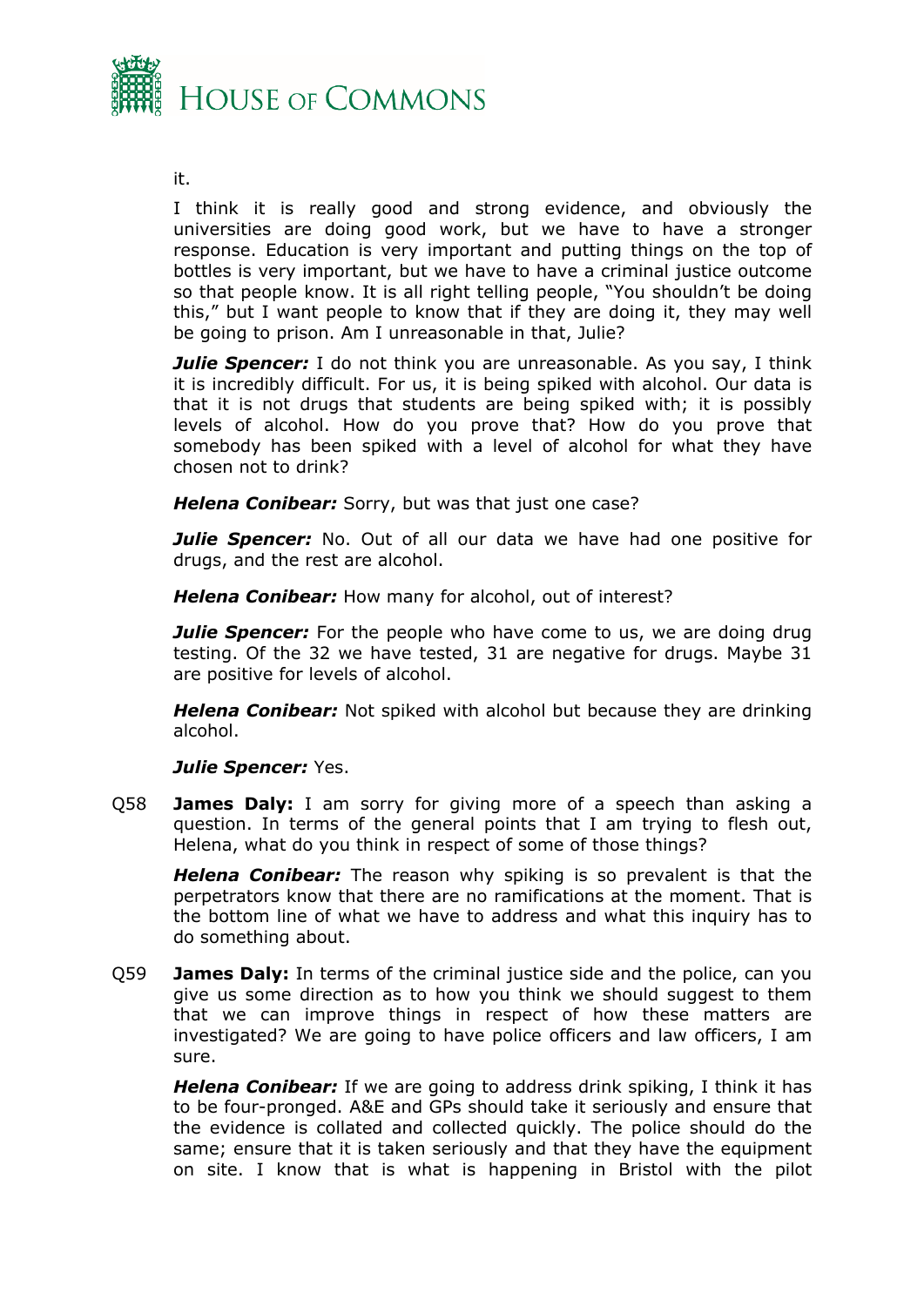it.

I think it is really good and strong evidence, and obviously the universities are doing good work, but we have to have a stronger response. Education is very important and putting things on the top of bottles is very important, but we have to have a criminal justice outcome so that people know. It is all right telling people, "You shouldn't be doing this," but I want people to know that if they are doing it, they may well be going to prison. Am I unreasonable in that, Julie?

***Julie Spencer:*** I do not think you are unreasonable. As you say, I think it is incredibly difficult. For us, it is being spiked with alcohol. Our data is that it is not drugs that students are being spiked with; it is possibly levels of alcohol. How do you prove that? How do you prove that somebody has been spiked with a level of alcohol for what they have chosen not to drink?

***Helena Conibear:*** Sorry, but was that just one case?

***Julie Spencer:*** No. Out of all our data we have had one positive for drugs, and the rest are alcohol.

***Helena Conibear:*** How many for alcohol, out of interest?

***Julie Spencer:*** For the people who have come to us, we are doing drug testing. Of the 32 we have tested, 31 are negative for drugs. Maybe 31 are positive for levels of alcohol.

***Helena Conibear:*** Not spiked with alcohol but because they are drinking alcohol.

***Julie Spencer:*** Yes.

Q58 **James Daly:** I am sorry for giving more of a speech than asking a question. In terms of the general points that I am trying to flesh out, Helena, what do you think in respect of some of those things?

***Helena Conibear:*** The reason why spiking is so prevalent is that the perpetrators know that there are no ramifications at the moment. That is the bottom line of what we have to address and what this inquiry has to do something about.

Q59 **James Daly:** In terms of the criminal justice side and the police, can you give us some direction as to how you think we should suggest to them that we can improve things in respect of how these matters are investigated? We are going to have police officers and law officers, I am sure.

***Helena Conibear:*** If we are going to address drink spiking, I think it has to be four-pronged. A&E and GPs should take it seriously and ensure that the evidence is collated and collected quickly. The police should do the same; ensure that it is taken seriously and that they have the equipment on site. I know that is what is happening in Bristol with the pilot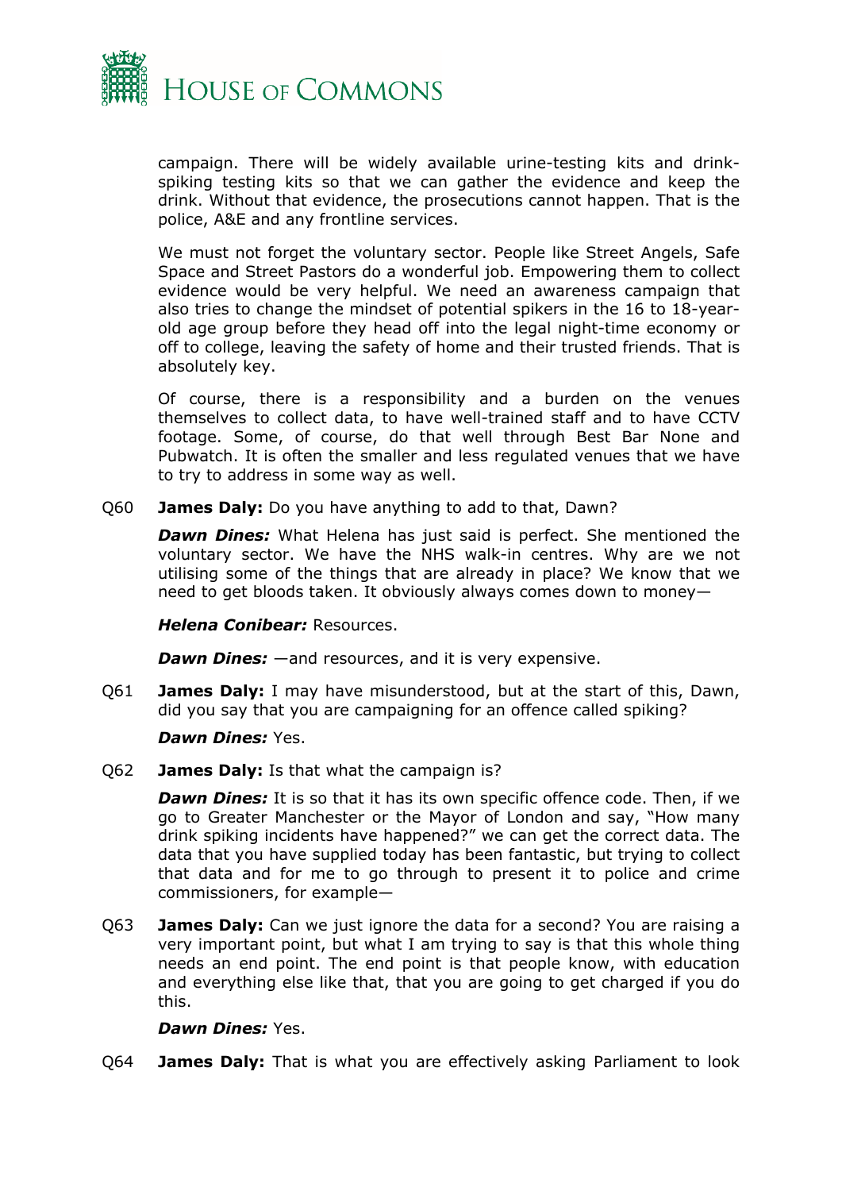campaign. There will be widely available urine-testing kits and drink-spiking testing kits so that we can gather the evidence and keep the drink. Without that evidence, the prosecutions cannot happen. That is the police, A&E and any frontline services.

We must not forget the voluntary sector. People like Street Angels, Safe Space and Street Pastors do a wonderful job. Empowering them to collect evidence would be very helpful. We need an awareness campaign that also tries to change the mindset of potential spikers in the 16 to 18-year-old age group before they head off into the legal night-time economy or off to college, leaving the safety of home and their trusted friends. That is absolutely key.

Of course, there is a responsibility and a burden on the venues themselves to collect data, to have well-trained staff and to have CCTV footage. Some, of course, do that well through Best Bar None and Pubwatch. It is often the smaller and less regulated venues that we have to try to address in some way as well.

Q60 **James Daly:** Do you have anything to add to that, Dawn?

***Dawn Dines:*** What Helena has just said is perfect. She mentioned the voluntary sector. We have the NHS walk-in centres. Why are we not utilising some of the things that are already in place? We know that we need to get bloods taken. It obviously always comes down to money—

***Helena Conibear:*** Resources.

***Dawn Dines:*** —and resources, and it is very expensive.

Q61 **James Daly:** I may have misunderstood, but at the start of this, Dawn, did you say that you are campaigning for an offence called spiking?

***Dawn Dines:*** Yes.

Q62 **James Daly:** Is that what the campaign is?

***Dawn Dines:*** It is so that it has its own specific offence code. Then, if we go to Greater Manchester or the Mayor of London and say, "How many drink spiking incidents have happened?" we can get the correct data. The data that you have supplied today has been fantastic, but trying to collect that data and for me to go through to present it to police and crime commissioners, for example—

Q63 **James Daly:** Can we just ignore the data for a second? You are raising a very important point, but what I am trying to say is that this whole thing needs an end point. The end point is that people know, with education and everything else like that, that you are going to get charged if you do this.

***Dawn Dines:*** Yes.

Q64 **James Daly:** That is what you are effectively asking Parliament to look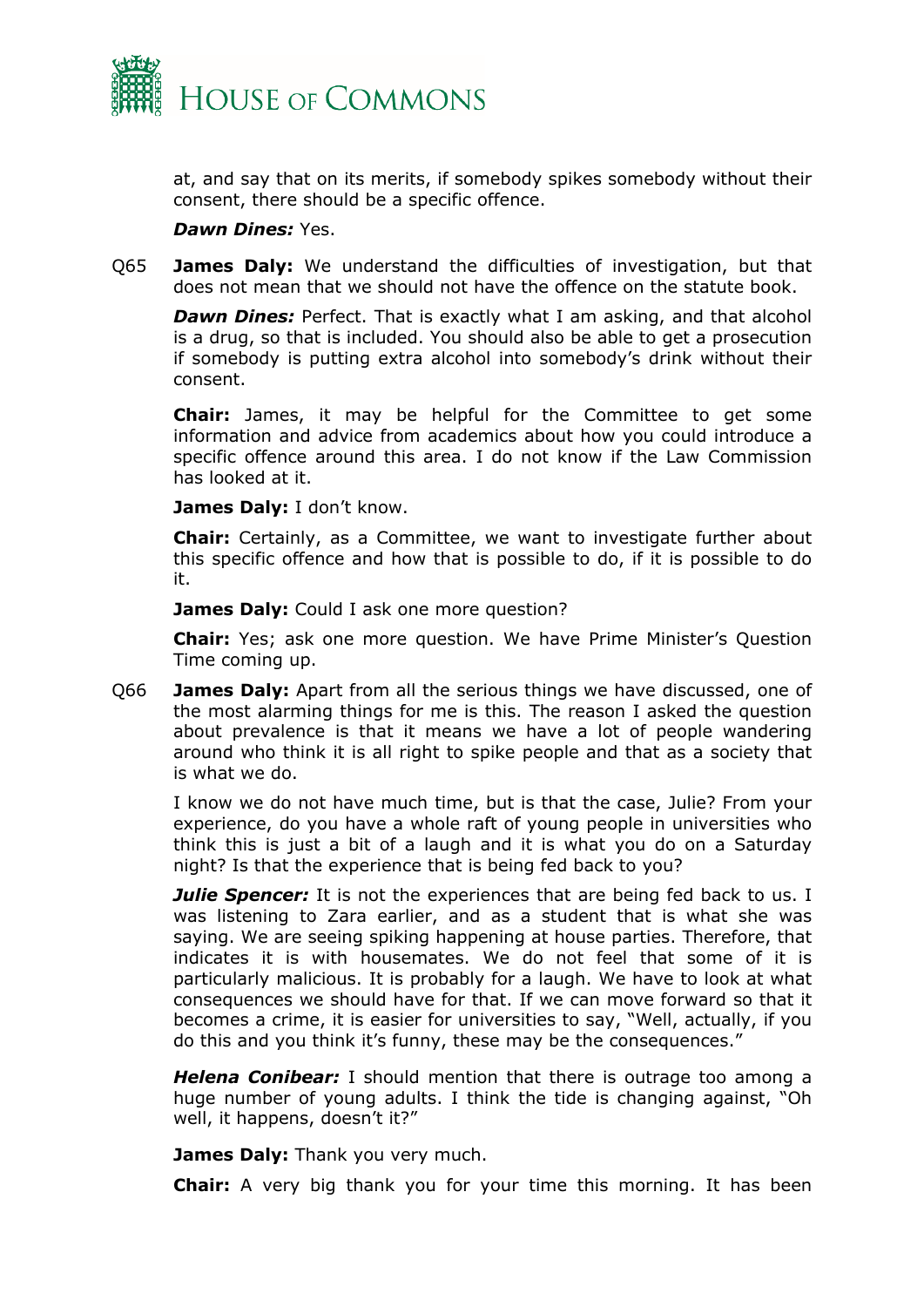at, and say that on its merits, if somebody spikes somebody without their consent, there should be a specific offence.

***Dawn Dines:*** Yes.

Q65 **James Daly:** We understand the difficulties of investigation, but that does not mean that we should not have the offence on the statute book.

***Dawn Dines:*** Perfect. That is exactly what I am asking, and that alcohol is a drug, so that is included. You should also be able to get a prosecution if somebody is putting extra alcohol into somebody's drink without their consent.

**Chair:** James, it may be helpful for the Committee to get some information and advice from academics about how you could introduce a specific offence around this area. I do not know if the Law Commission has looked at it.

**James Daly:** I don't know.

**Chair:** Certainly, as a Committee, we want to investigate further about this specific offence and how that is possible to do, if it is possible to do it.

**James Daly:** Could I ask one more question?

**Chair:** Yes; ask one more question. We have Prime Minister's Question Time coming up.

Q66 **James Daly:** Apart from all the serious things we have discussed, one of the most alarming things for me is this. The reason I asked the question about prevalence is that it means we have a lot of people wandering around who think it is all right to spike people and that as a society that is what we do.

I know we do not have much time, but is that the case, Julie? From your experience, do you have a whole raft of young people in universities who think this is just a bit of a laugh and it is what you do on a Saturday night? Is that the experience that is being fed back to you?

***Julie Spencer:*** It is not the experiences that are being fed back to us. I was listening to Zara earlier, and as a student that is what she was saying. We are seeing spiking happening at house parties. Therefore, that indicates it is with housemates. We do not feel that some of it is particularly malicious. It is probably for a laugh. We have to look at what consequences we should have for that. If we can move forward so that it becomes a crime, it is easier for universities to say, "Well, actually, if you do this and you think it's funny, these may be the consequences."

***Helena Conibear:*** I should mention that there is outrage too among a huge number of young adults. I think the tide is changing against, "Oh well, it happens, doesn't it?"

**James Daly:** Thank you very much.

**Chair:** A very big thank you for your time this morning. It has been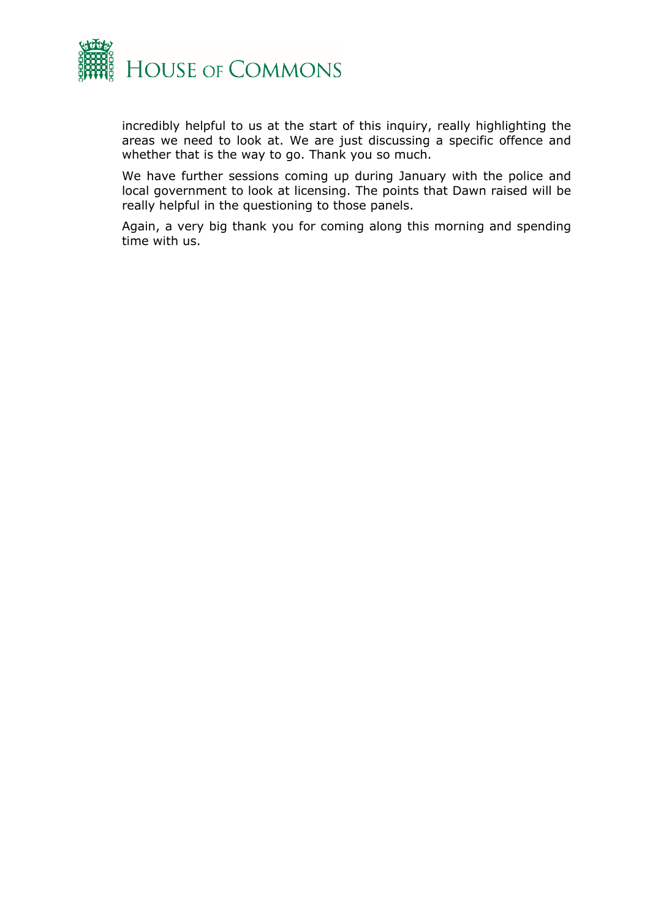incredibly helpful to us at the start of this inquiry, really highlighting the areas we need to look at. We are just discussing a specific offence and whether that is the way to go. Thank you so much.

We have further sessions coming up during January with the police and local government to look at licensing. The points that Dawn raised will be really helpful in the questioning to those panels.

Again, a very big thank you for coming along this morning and spending time with us.